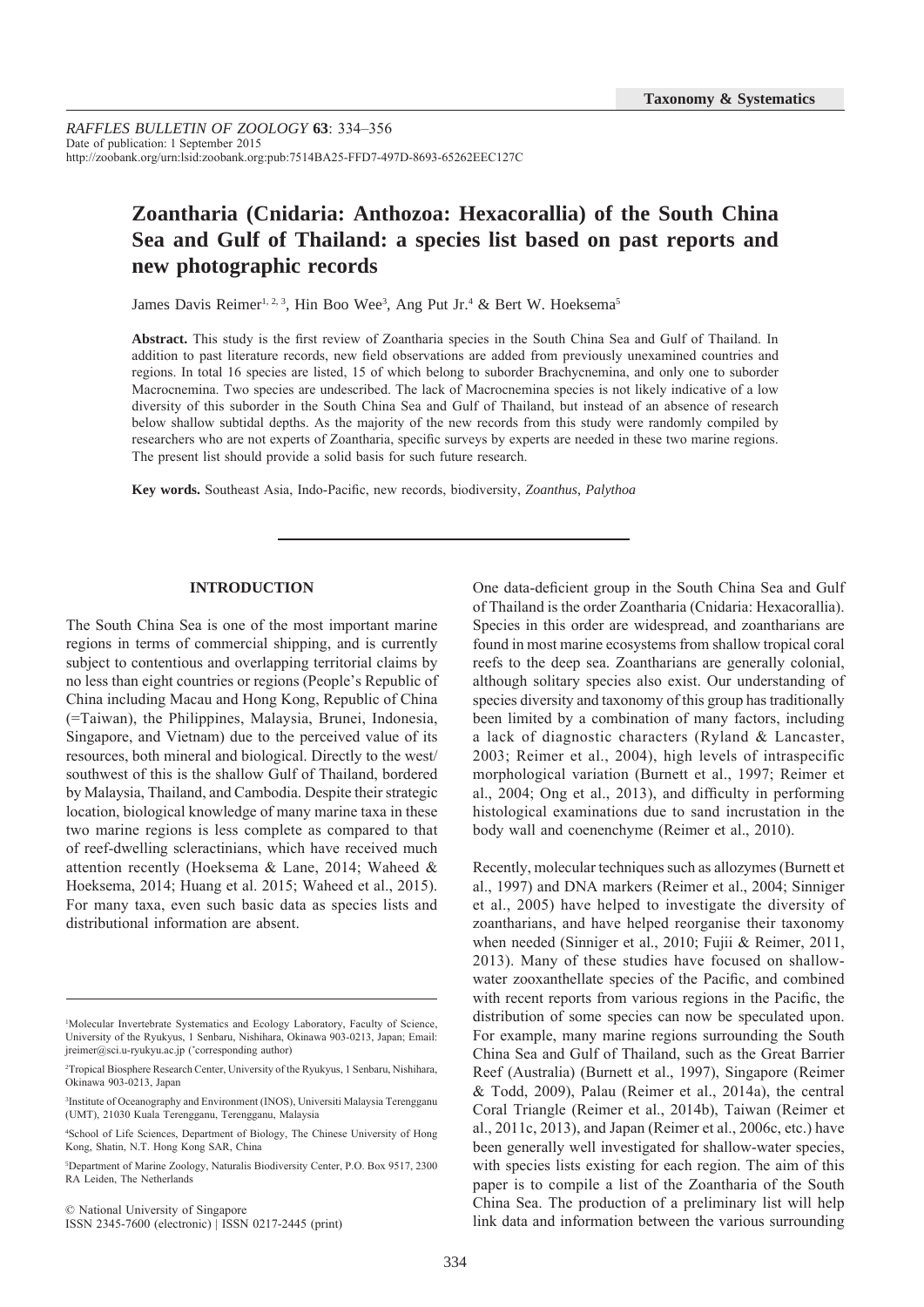Taxonomy & Systematics

*RAFFLES BULLETIN OF ZOOLOGY* **63**: 334–356
Date of publication: 1 September 2015
http://zoobank.org/urn:lsid:zoobank.org:pub:7514BA25-FFD7-497D-8693-65262EEC127C

# Zoantharia (Cnidaria: Anthozoa: Hexacorallia) of the South China Sea and Gulf of Thailand: a species list based on past reports and new photographic records

James Davis Reimer[1, 2, 3], Hin Boo Wee[3], Ang Put Jr.[4] & Bert W. Hoeksema[5]

**Abstract.** This study is the first review of Zoantharia species in the South China Sea and Gulf of Thailand. In addition to past literature records, new field observations are added from previously unexamined countries and regions. In total 16 species are listed, 15 of which belong to suborder Brachycnemina, and only one to suborder Macrocnemina. Two species are undescribed. The lack of Macrocnemina species is not likely indicative of a low diversity of this suborder in the South China Sea and Gulf of Thailand, but instead of an absence of research below shallow subtidal depths. As the majority of the new records from this study were randomly compiled by researchers who are not experts of Zoantharia, specific surveys by experts are needed in these two marine regions. The present list should provide a solid basis for such future research.

**Key words.** Southeast Asia, Indo-Pacific, new records, biodiversity, *Zoanthus*, *Palythoa*

## INTRODUCTION

The South China Sea is one of the most important marine regions in terms of commercial shipping, and is currently subject to contentious and overlapping territorial claims by no less than eight countries or regions (People's Republic of China including Macau and Hong Kong, Republic of China (=Taiwan), the Philippines, Malaysia, Brunei, Indonesia, Singapore, and Vietnam) due to the perceived value of its resources, both mineral and biological. Directly to the west/southwest of this is the shallow Gulf of Thailand, bordered by Malaysia, Thailand, and Cambodia. Despite their strategic location, biological knowledge of many marine taxa in these two marine regions is less complete as compared to that of reef-dwelling scleractinians, which have received much attention recently (Hoeksema & Lane, 2014; Waheed & Hoeksema, 2014; Huang et al. 2015; Waheed et al., 2015). For many taxa, even such basic data as species lists and distributional information are absent.

One data-deficient group in the South China Sea and Gulf of Thailand is the order Zoantharia (Cnidaria: Hexacorallia). Species in this order are widespread, and zoantharians are found in most marine ecosystems from shallow tropical coral reefs to the deep sea. Zoantharians are generally colonial, although solitary species also exist. Our understanding of species diversity and taxonomy of this group has traditionally been limited by a combination of many factors, including a lack of diagnostic characters (Ryland & Lancaster, 2003; Reimer et al., 2004), high levels of intraspecific morphological variation (Burnett et al., 1997; Reimer et al., 2004; Ong et al., 2013), and difficulty in performing histological examinations due to sand incrustation in the body wall and coenenchyme (Reimer et al., 2010).

Recently, molecular techniques such as allozymes (Burnett et al., 1997) and DNA markers (Reimer et al., 2004; Sinniger et al., 2005) have helped to investigate the diversity of zoantharians, and have helped reorganise their taxonomy when needed (Sinniger et al., 2010; Fujii & Reimer, 2011, 2013). Many of these studies have focused on shallow-water zooxanthellate species of the Pacific, and combined with recent reports from various regions in the Pacific, the distribution of some species can now be speculated upon. For example, many marine regions surrounding the South China Sea and Gulf of Thailand, such as the Great Barrier Reef (Australia) (Burnett et al., 1997), Singapore (Reimer & Todd, 2009), Palau (Reimer et al., 2014a), the central Coral Triangle (Reimer et al., 2014b), Taiwan (Reimer et al., 2011c, 2013), and Japan (Reimer et al., 2006c, etc.) have been generally well investigated for shallow-water species, with species lists existing for each region. The aim of this paper is to compile a list of the Zoantharia of the South China Sea. The production of a preliminary list will help link data and information between the various surrounding

[1]Molecular Invertebrate Systematics and Ecology Laboratory, Faculty of Science, University of the Ryukyus, 1 Senbaru, Nishihara, Okinawa 903-0213, Japan; Email: jreimer@sci.u-ryukyu.ac.jp (*corresponding author)

[2]Tropical Biosphere Research Center, University of the Ryukyus, 1 Senbaru, Nishihara, Okinawa 903-0213, Japan

[3]Institute of Oceanography and Environment (INOS), Universiti Malaysia Terengganu (UMT), 21030 Kuala Terengganu, Terengganu, Malaysia

[4]School of Life Sciences, Department of Biology, The Chinese University of Hong Kong, Shatin, N.T. Hong Kong SAR, China

[5]Department of Marine Zoology, Naturalis Biodiversity Center, P.O. Box 9517, 2300 RA Leiden, The Netherlands

© National University of Singapore
ISSN 2345-7600 (electronic) | ISSN 0217-2445 (print)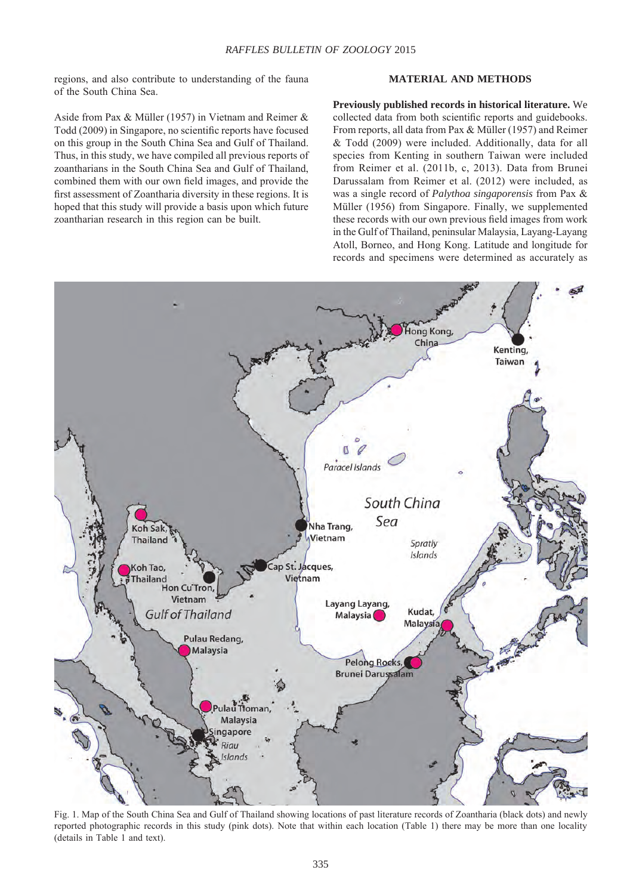regions, and also contribute to understanding of the fauna of the South China Sea.

Aside from Pax & Müller (1957) in Vietnam and Reimer & Todd (2009) in Singapore, no scientific reports have focused on this group in the South China Sea and Gulf of Thailand. Thus, in this study, we have compiled all previous reports of zoantharians in the South China Sea and Gulf of Thailand, combined them with our own field images, and provide the first assessment of Zoantharia diversity in these regions. It is hoped that this study will provide a basis upon which future zoantharian research in this region can be built.

## MATERIAL AND METHODS

**Previously published records in historical literature.** We collected data from both scientific reports and guidebooks. From reports, all data from Pax & Müller (1957) and Reimer & Todd (2009) were included. Additionally, data for all species from Kenting in southern Taiwan were included from Reimer et al. (2011b, c, 2013). Data from Brunei Darussalam from Reimer et al. (2012) were included, as was a single record of *Palythoa singaporensis* from Pax & Müller (1956) from Singapore. Finally, we supplemented these records with our own previous field images from work in the Gulf of Thailand, peninsular Malaysia, Layang-Layang Atoll, Borneo, and Hong Kong. Latitude and longitude for records and specimens were determined as accurately as

Hong Kong, China
Kenting, Taiwan
Paracel Islands
South China Sea
Koh Sak, Thailand
Nha Trang, Vietnam
Spratly Islands
Koh Tao, Thailand
Cap St. Jacques, Vietnam
Hon Cu Tron, Vietnam
Gulf of Thailand
Layang Layang, Malaysia
Kudat, Malaysia
Pulau Redang, Malaysia
Pelong Rocks, Brunei Darussalam
Pulau Tioman, Malaysia
Singapore
Riau Islands

Fig. 1. Map of the South China Sea and Gulf of Thailand showing locations of past literature records of Zoantharia (black dots) and newly reported photographic records in this study (pink dots). Note that within each location (Table 1) there may be more than one locality (details in Table 1 and text).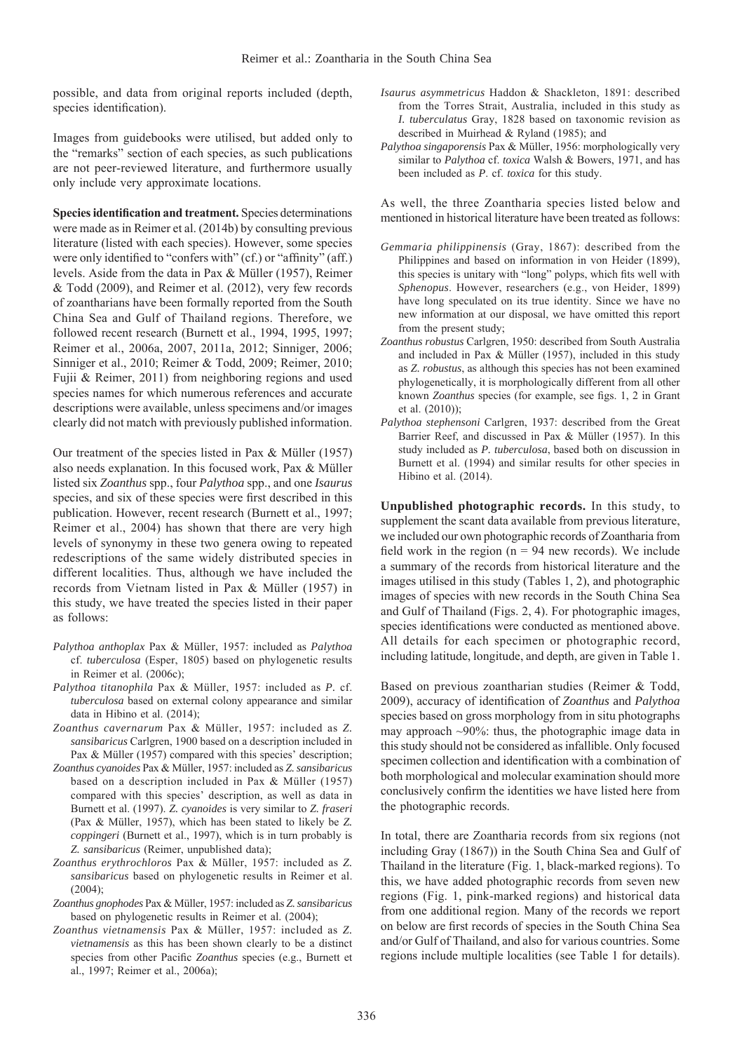possible, and data from original reports included (depth, species identification).

Images from guidebooks were utilised, but added only to the "remarks" section of each species, as such publications are not peer-reviewed literature, and furthermore usually only include very approximate locations.

**Species identification and treatment.** Species determinations were made as in Reimer et al. (2014b) by consulting previous literature (listed with each species). However, some species were only identified to "confers with" (cf.) or "affinity" (aff.) levels. Aside from the data in Pax & Müller (1957), Reimer & Todd (2009), and Reimer et al. (2012), very few records of zoantharians have been formally reported from the South China Sea and Gulf of Thailand regions. Therefore, we followed recent research (Burnett et al., 1994, 1995, 1997; Reimer et al., 2006a, 2007, 2011a, 2012; Sinniger, 2006; Sinniger et al., 2010; Reimer & Todd, 2009; Reimer, 2010; Fujii & Reimer, 2011) from neighboring regions and used species names for which numerous references and accurate descriptions were available, unless specimens and/or images clearly did not match with previously published information.

Our treatment of the species listed in Pax & Müller (1957) also needs explanation. In this focused work, Pax & Müller listed six *Zoanthus* spp., four *Palythoa* spp., and one *Isaurus* species, and six of these species were first described in this publication. However, recent research (Burnett et al., 1997; Reimer et al., 2004) has shown that there are very high levels of synonymy in these two genera owing to repeated redescriptions of the same widely distributed species in different localities. Thus, although we have included the records from Vietnam listed in Pax & Müller (1957) in this study, we have treated the species listed in their paper as follows:

- *Palythoa anthoplax* Pax & Müller, 1957: included as *Palythoa* cf. *tuberculosa* (Esper, 1805) based on phylogenetic results in Reimer et al. (2006c);
- *Palythoa titanophila* Pax & Müller, 1957: included as *P.* cf. *tuberculosa* based on external colony appearance and similar data in Hibino et al. (2014);
- *Zoanthus cavernarum* Pax & Müller, 1957: included as *Z. sansibaricus* Carlgren, 1900 based on a description included in Pax & Müller (1957) compared with this species' description;
- *Zoanthus cyanoides* Pax & Müller, 1957: included as *Z. sansibaricus* based on a description included in Pax & Müller (1957) compared with this species' description, as well as data in Burnett et al. (1997). *Z. cyanoides* is very similar to *Z. fraseri* (Pax & Müller, 1957), which has been stated to likely be *Z. coppingeri* (Burnett et al., 1997), which is in turn probably is *Z. sansibaricus* (Reimer, unpublished data);
- *Zoanthus erythrochloros* Pax & Müller, 1957: included as *Z. sansibaricus* based on phylogenetic results in Reimer et al. (2004);
- *Zoanthus gnophodes* Pax & Müller, 1957: included as *Z. sansibaricus* based on phylogenetic results in Reimer et al. (2004);
- *Zoanthus vietnamensis* Pax & Müller, 1957: included as *Z. vietnamensis* as this has been shown clearly to be a distinct species from other Pacific *Zoanthus* species (e.g., Burnett et al., 1997; Reimer et al., 2006a);
- *Isaurus asymmetricus* Haddon & Shackleton, 1891: described from the Torres Strait, Australia, included in this study as *I. tuberculatus* Gray, 1828 based on taxonomic revision as described in Muirhead & Ryland (1985); and
- *Palythoa singaporensis* Pax & Müller, 1956: morphologically very similar to *Palythoa* cf. *toxica* Walsh & Bowers, 1971, and has been included as *P.* cf. *toxica* for this study.

As well, the three Zoantharia species listed below and mentioned in historical literature have been treated as follows:

- *Gemmaria philippinensis* (Gray, 1867): described from the Philippines and based on information in von Heider (1899), this species is unitary with "long" polyps, which fits well with *Sphenopus*. However, researchers (e.g., von Heider, 1899) have long speculated on its true identity. Since we have no new information at our disposal, we have omitted this report from the present study;
- *Zoanthus robustus* Carlgren, 1950: described from South Australia and included in Pax & Müller (1957), included in this study as *Z. robustus*, as although this species has not been examined phylogenetically, it is morphologically different from all other known *Zoanthus* species (for example, see figs. 1, 2 in Grant et al. (2010));
- *Palythoa stephensoni* Carlgren, 1937: described from the Great Barrier Reef, and discussed in Pax & Müller (1957). In this study included as *P. tuberculosa*, based both on discussion in Burnett et al. (1994) and similar results for other species in Hibino et al. (2014).

**Unpublished photographic records.** In this study, to supplement the scant data available from previous literature, we included our own photographic records of Zoantharia from field work in the region (n = 94 new records). We include a summary of the records from historical literature and the images utilised in this study (Tables 1, 2), and photographic images of species with new records in the South China Sea and Gulf of Thailand (Figs. 2, 4). For photographic images, species identifications were conducted as mentioned above. All details for each specimen or photographic record, including latitude, longitude, and depth, are given in Table 1.

Based on previous zoantharian studies (Reimer & Todd, 2009), accuracy of identification of *Zoanthus* and *Palythoa* species based on gross morphology from in situ photographs may approach ~90%: thus, the photographic image data in this study should not be considered as infallible. Only focused specimen collection and identification with a combination of both morphological and molecular examination should more conclusively confirm the identities we have listed here from the photographic records.

In total, there are Zoantharia records from six regions (not including Gray (1867)) in the South China Sea and Gulf of Thailand in the literature (Fig. 1, black-marked regions). To this, we have added photographic records from seven new regions (Fig. 1, pink-marked regions) and historical data from one additional region. Many of the records we report on below are first records of species in the South China Sea and/or Gulf of Thailand, and also for various countries. Some regions include multiple localities (see Table 1 for details).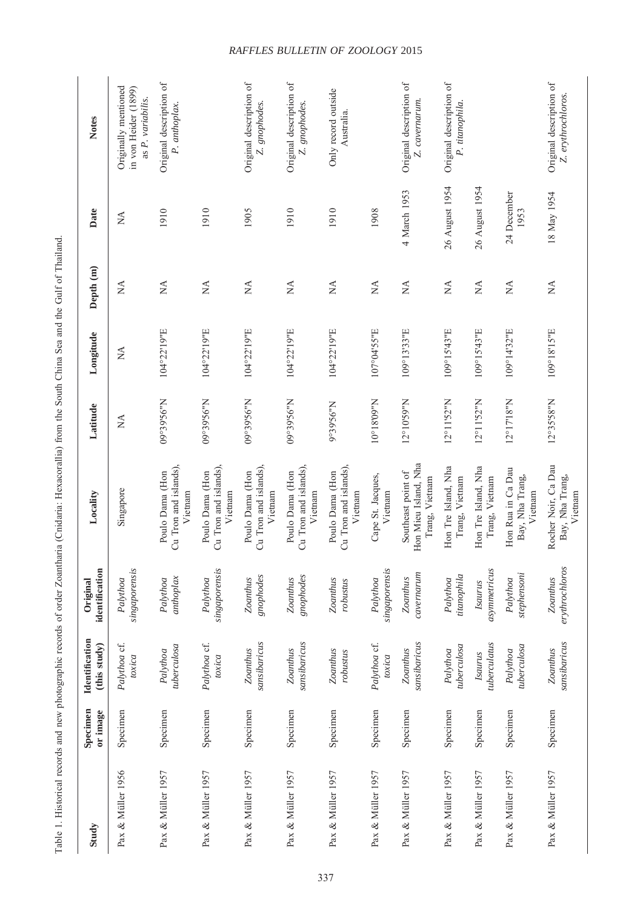Table 1. Historical records and new photographic records of order Zoantharia (Cnidaria: Hexacorallia) from the South China Sea and the Gulf of Thailand.

| Study | Specimen or image | Identification (this study) | Original identification | Locality | Latitude | Longitude | Depth (m) | Date | Notes |
|---|---|---|---|---|---|---|---|---|---|
| Pax & Müller 1956 | Specimen | *Palythoa* cf. *toxica* | *Palythoa singaporensis* | Singapore | NA | NA | NA | NA | Originally mentioned in von Heider (1899) as *P. variabilis.* |
| Pax & Müller 1957 | Specimen | *Palythoa tuberculosa* | *Palythoa anthoplax* | Poulo Dama (Hon Cu Tron and islands), Vietnam | 09°39'56"N | 104°22'19"E | NA | 1910 | Original description of *P. anthoplax.* |
| Pax & Müller 1957 | Specimen | *Palythoa* cf. *toxica* | *Palythoa singaporensis* | Poulo Dama (Hon Cu Tron and islands), Vietnam | 09°39'56"N | 104°22'19"E | NA | 1910 | |
| Pax & Müller 1957 | Specimen | *Zoanthus sansibaricus* | *Zoanthus gnophodes* | Poulo Dama (Hon Cu Tron and islands), Vietnam | 09°39'56"N | 104°22'19"E | NA | 1905 | Original description of *Z. gnophodes.* |
| Pax & Müller 1957 | Specimen | *Zoanthus sansibaricus* | *Zoanthus gnophodes* | Poulo Dama (Hon Cu Tron and islands), Vietnam | 09°39'56"N | 104°22'19"E | NA | 1910 | Original description of *Z. gnophodes.* |
| Pax & Müller 1957 | Specimen | *Zoanthus robustus* | *Zoanthus robustus* | Poulo Dama (Hon Cu Tron and islands), Vietnam | 9°39'56"N | 104°22'19"E | NA | 1910 | Only record outside Australia. |
| Pax & Müller 1957 | Specimen | *Palythoa* cf. *toxica* | *Palythoa singaporensis* | Cape St. Jacques, Vietnam | 10°18'09"N | 107°04'55"E | NA | 1908 | |
| Pax & Müller 1957 | Specimen | *Zoanthus sansibaricus* | *Zoanthus cavernarum* | Southeast point of Hon Mieu Island, Nha Trang, Vietnam | 12°10'59"N | 109°13'33"E | NA | 4 March 1953 | Original description of *Z. cavernarum.* |
| Pax & Müller 1957 | Specimen | *Palythoa tuberculosa* | *Palythoa titanophila* | Hon Tre Island, Nha Trang, Vietnam | 12°11'52"N | 109°15'43"E | NA | 26 August 1954 | Original description of *P. titanophila.* |
| Pax & Müller 1957 | Specimen | *Isaurus tuberculatus* | *Isaurus asymmetricus* | Hon Tre Island, Nha Trang, Vietnam | 12°11'52"N | 109°15'43"E | NA | 26 August 1954 | |
| Pax & Müller 1957 | Specimen | *Palythoa tuberculosa* | *Palythoa stephensoni* | Hon Rua in Ca Dau Bay, Nha Trang, Vietnam | 12°17'18"N | 109°14'32"E | NA | 24 December 1953 | |
| Pax & Müller 1957 | Specimen | *Zoanthus sansibaricus* | *Zoanthus erythrochloros* | Rocher Noir, Ca Dau Bay, Nha Trang, Vietnam | 12°35'58"N | 109°18'15"E | NA | 18 May 1954 | Original description of *Z. erythrochloros.* |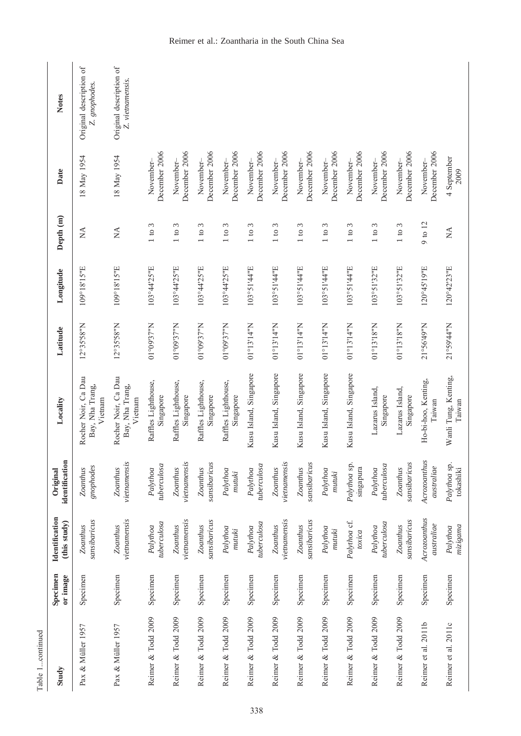Table 1...continued

| Study | Specimen or image | Identification (this study) | Original identification | Locality | Latitude | Longitude | Depth (m) | Date | Notes |
|---|---|---|---|---|---|---|---|---|---|
| Pax & Müller 1957 | Specimen | *Zoanthus sansibaricus* | *Zoanthus gnophodes* | Rocher Noir, Ca Dau Bay, Nha Trang, Vietnam | 12°35'58"N | 109°18'15"E | NA | 18 May 1954 | Original description of *Z. gnophodes*. |
| Pax & Müller 1957 | Specimen | *Zoanthus vietnamensis* | *Zoanthus vietnamensis* | Rocher Noir, Ca Dau Bay, Nha Trang, Vietnam | 12°35'58"N | 109°18'15"E | NA | 18 May 1954 | Original description of *Z. vietnamensis*. |
| Reimer & Todd 2009 | Specimen | *Palythoa tuberculosa* | *Palythoa tuberculosa* | Raffles Lighthouse, Singapore | 01°09'37"N | 103°44'25"E | 1 to 3 | November–December 2006 | |
| Reimer & Todd 2009 | Specimen | *Zoanthus vietnamensis* | *Zoanthus vietnamensis* | Raffles Lighthouse, Singapore | 01°09'37"N | 103°44'25"E | 1 to 3 | November–December 2006 | |
| Reimer & Todd 2009 | Specimen | *Zoanthus sansibaricus* | *Zoanthus sansibaricus* | Raffles Lighthouse, Singapore | 01°09'37"N | 103°44'25"E | 1 to 3 | November–December 2006 | |
| Reimer & Todd 2009 | Specimen | *Palythoa mutuki* | *Palythoa mutuki* | Raffles Lighthouse, Singapore | 01°09'37"N | 103°44'25"E | 1 to 3 | November–December 2006 | |
| Reimer & Todd 2009 | Specimen | *Palythoa tuberculosa* | *Palythoa tuberculosa* | Kusu Island, Singapore | 01°13'14"N | 103°51'44"E | 1 to 3 | November–December 2006 | |
| Reimer & Todd 2009 | Specimen | *Zoanthus vietnamensis* | *Zoanthus vietnamensis* | Kusu Island, Singapore | 01°13'14"N | 103°51'44"E | 1 to 3 | November–December 2006 | |
| Reimer & Todd 2009 | Specimen | *Zoanthus sansibaricus* | *Zoanthus sansibaricus* | Kusu Island, Singapore | 01°13'14"N | 103°51'44"E | 1 to 3 | November–December 2006 | |
| Reimer & Todd 2009 | Specimen | *Palythoa mutuki* | *Palythoa mutuki* | Kusu Island, Singapore | 01°13'14"N | 103°51'44"E | 1 to 3 | November–December 2006 | |
| Reimer & Todd 2009 | Specimen | *Palythoa* cf. *toxica* | *Palythoa* sp. singapura | Kusu Island, Singapore | 01°13'14"N | 103°51'44"E | 1 to 3 | November–December 2006 | |
| Reimer & Todd 2009 | Specimen | *Palythoa tuberculosa* | *Palythoa tuberculosa* | Lazarus Island, Singapore | 01°13'18"N | 103°51'32"E | 1 to 3 | November–December 2006 | |
| Reimer & Todd 2009 | Specimen | *Zoanthus sansibaricus* | *Zoanthus sansibaricus* | Lazarus Island, Singapore | 01°13'18"N | 103°51'32"E | 1 to 3 | November–December 2006 | |
| Reimer et al. 2011b | Specimen | *Acrozoanthus australiae* | *Acrozoanthus australiae* | Ho-bi-hoo, Kenting, Taiwan | 21°56'49"N | 120°45'19"E | 9 to 12 | November–December 2006 | |
| Reimer et al. 2011c | Specimen | *Palythoa mizigama* | *Palythoa* sp. tokashiki | Wanli Tung, Kenting, Taiwan | 21°59'44"N | 120°42'23"E | NA | 4 September 2009 | |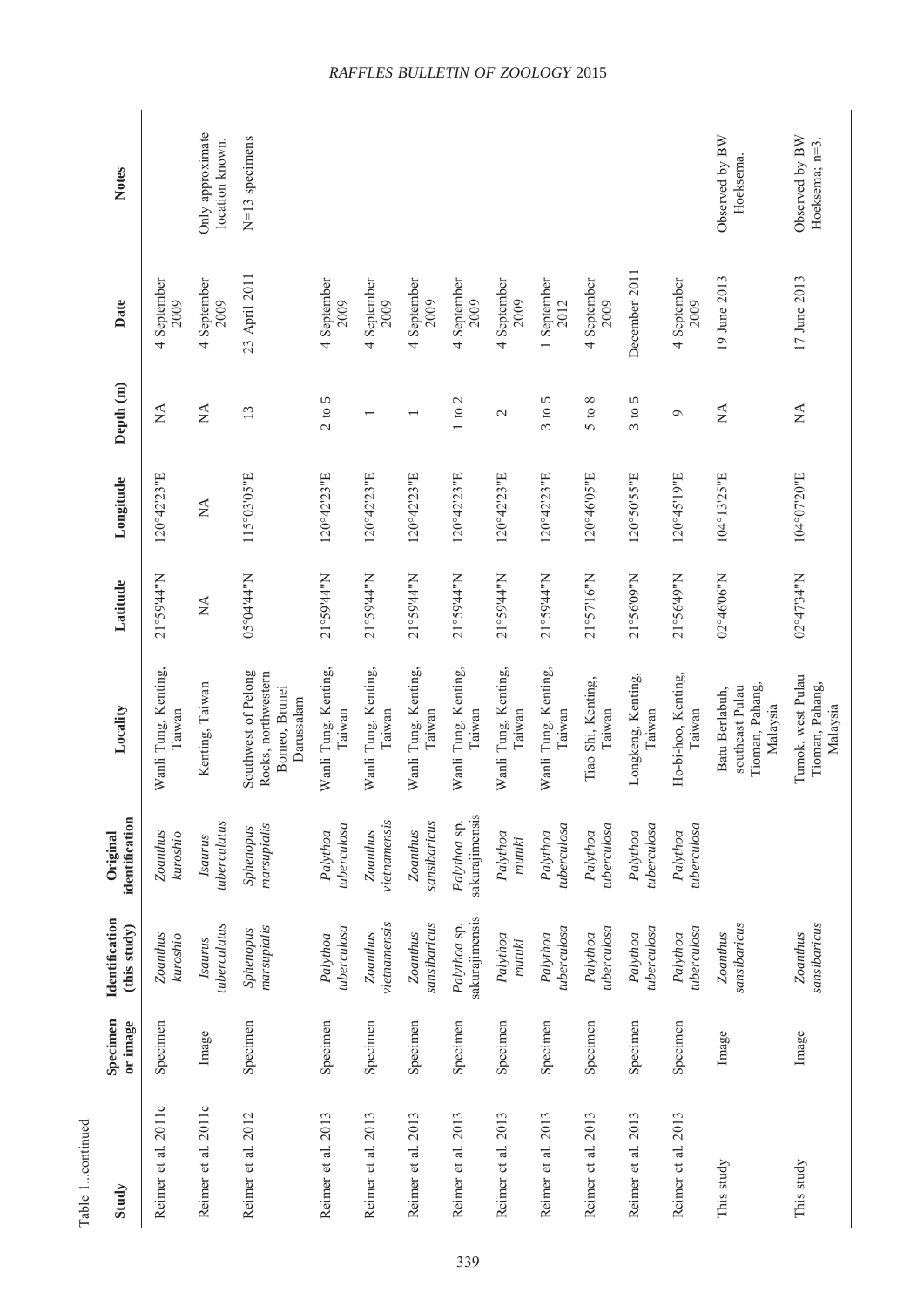Table 1...continued

| Study | Specimen or image | Identification (this study) | Original identification | Locality | Latitude | Longitude | Depth (m) | Date | Notes |
|---|---|---|---|---|---|---|---|---|---|
| Reimer et al. 2011c | Specimen | *Zoanthus kuroshio* | *Zoanthus kuroshio* | Wanli Tung, Kenting, Taiwan | 21°59'44"N | 120°42'23"E | NA | 4 September 2009 | |
| Reimer et al. 2011c | Image | *Isaurus tuberculatus* | *Isaurus tuberculatus* | Kenting, Taiwan | NA | NA | NA | 4 September 2009 | Only approximate location known. |
| Reimer et al. 2012 | Specimen | *Sphenopus marsupialis* | *Sphenopus marsupialis* | Southwest of Pelong Rocks, northwestern Borneo, Brunei Darussalam | 05°04'44"N | 115°03'05"E | 13 | 23 April 2011 | N=13 specimens |
| Reimer et al. 2013 | Specimen | *Palythoa tuberculosa* | *Palythoa tuberculosa* | Wanli Tung, Kenting, Taiwan | 21°59'44"N | 120°42'23"E | 2 to 5 | 4 September 2009 | |
| Reimer et al. 2013 | Specimen | *Zoanthus vietnamensis* | *Zoanthus vietnamensis* | Wanli Tung, Kenting, Taiwan | 21°59'44"N | 120°42'23"E | 1 | 4 September 2009 | |
| Reimer et al. 2013 | Specimen | *Zoanthus sansibaricus* | *Zoanthus sansibaricus* | Wanli Tung, Kenting, Taiwan | 21°59'44"N | 120°42'23"E | 1 | 4 September 2009 | |
| Reimer et al. 2013 | Specimen | *Palythoa* sp. sakurajimensis | *Palythoa* sp. sakurajimensis | Wanli Tung, Kenting, Taiwan | 21°59'44"N | 120°42'23"E | 1 to 2 | 4 September 2009 | |
| Reimer et al. 2013 | Specimen | *Palythoa mutuki* | *Palythoa mutuki* | Wanli Tung, Kenting, Taiwan | 21°59'44"N | 120°42'23"E | 2 | 4 September 2009 | |
| Reimer et al. 2013 | Specimen | *Palythoa tuberculosa* | *Palythoa tuberculosa* | Wanli Tung, Kenting, Taiwan | 21°59'44"N | 120°42'23"E | 3 to 5 | 1 September 2012 | |
| Reimer et al. 2013 | Specimen | *Palythoa tuberculosa* | *Palythoa tuberculosa* | Tiao Shi, Kenting, Taiwan | 21°57'16"N | 120°46'05"E | 5 to 8 | 4 September 2009 | |
| Reimer et al. 2013 | Specimen | *Palythoa tuberculosa* | *Palythoa tuberculosa* | Longkeng, Kenting, Taiwan | 21°56'09"N | 120°50'55"E | 3 to 5 | December 2011 | |
| Reimer et al. 2013 | Specimen | *Palythoa tuberculosa* | *Palythoa tuberculosa* | Ho-bi-hoo, Kenting, Taiwan | 21°56'49"N | 120°45'19"E | 9 | 4 September 2009 | |
| This study | Image | *Zoanthus sansibaricus* | | Batu Berlabuh, southeast Pulau Tioman, Pahang, Malaysia | 02°46'06"N | 104°13'25"E | NA | 19 June 2013 | Observed by BW Hoeksema. |
| This study | Image | *Zoanthus sansibaricus* | | Tumok, west Pulau Tioman, Pahang, Malaysia | 02°47'34"N | 104°07'20"E | NA | 17 June 2013 | Observed by BW Hoeksema; n=3. |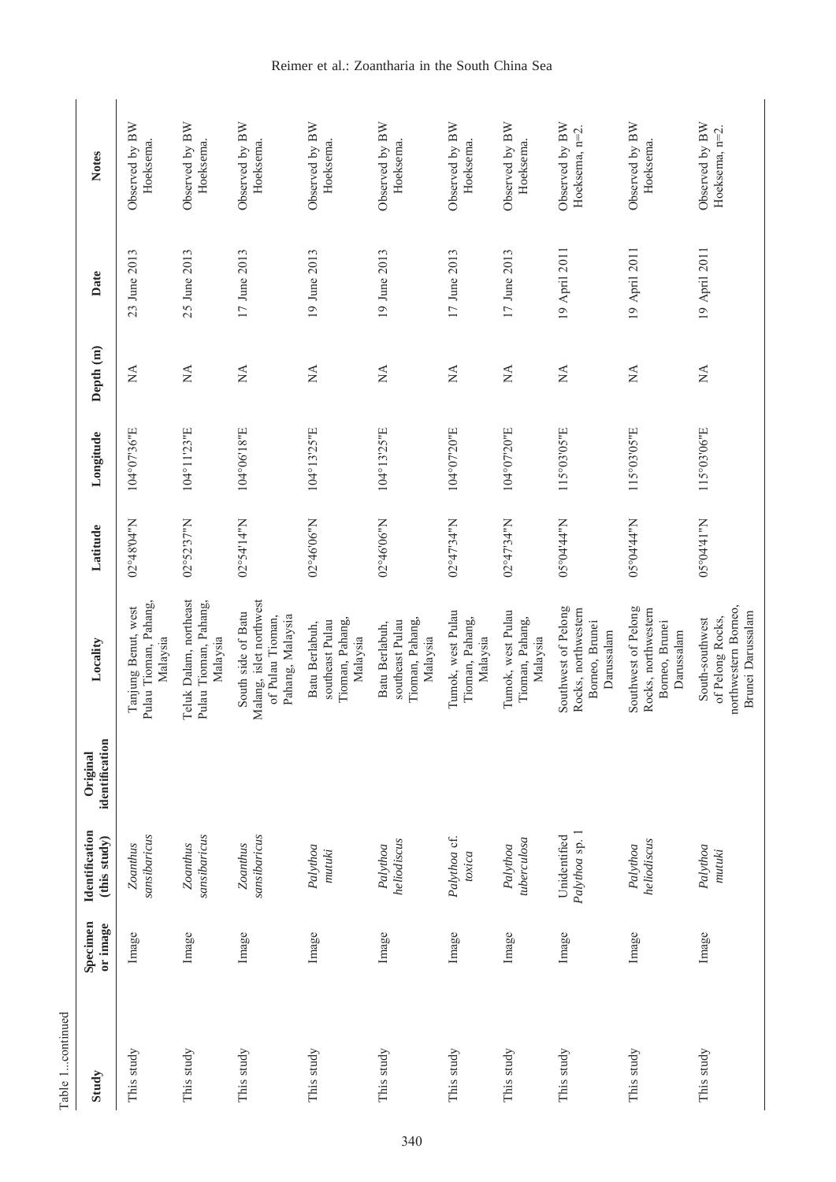Table 1...continued

| Study | Specimen or image | Identification (this study) | Original identification | Locality | Latitude | Longitude | Depth (m) | Date | Notes |
|---|---|---|---|---|---|---|---|---|---|
| This study | Image | *Zoanthus sansibaricus* | | Tanjung Benut, west Pulau Tioman, Pahang, Malaysia | 02°48'04"N | 104°07'36"E | NA | 23 June 2013 | Observed by BW Hoeksema. |
| This study | Image | *Zoanthus sansibaricus* | | Teluk Dalam, northeast Pulau Tioman, Pahang, Malaysia | 02°52'37"N | 104°11'23"E | NA | 25 June 2013 | Observed by BW Hoeksema. |
| This study | Image | *Zoanthus sansibaricus* | | South side of Batu Malang, islet northwest of Pulau Tioman, Pahang, Malaysia | 02°54'14"N | 104°06'18"E | NA | 17 June 2013 | Observed by BW Hoeksema. |
| This study | Image | *Palythoa mutuki* | | Batu Berlabuh, southeast Pulau Tioman, Pahang, Malaysia | 02°46'06"N | 104°13'25"E | NA | 19 June 2013 | Observed by BW Hoeksema. |
| This study | Image | *Palythoa heliodiscus* | | Batu Berlabuh, southeast Pulau Tioman, Pahang, Malaysia | 02°46'06"N | 104°13'25"E | NA | 19 June 2013 | Observed by BW Hoeksema. |
| This study | Image | *Palythoa* cf. *toxica* | | Tumok, west Pulau Tioman, Pahang, Malaysia | 02°47'34"N | 104°07'20"E | NA | 17 June 2013 | Observed by BW Hoeksema. |
| This study | Image | *Palythoa tuberculosa* | | Tumok, west Pulau Tioman, Pahang, Malaysia | 02°47'34"N | 104°07'20"E | NA | 17 June 2013 | Observed by BW Hoeksema. |
| This study | Image | Unidentified *Palythoa* sp. 1 | | Southwest of Pelong Rocks, northwestern Borneo, Brunei Darussalam | 05°04'44"N | 115°03'05"E | NA | 19 April 2011 | Observed by BW Hoeksema, n=2. |
| This study | Image | *Palythoa heliodiscus* | | Southwest of Pelong Rocks, northwestern Borneo, Brunei Darussalam | 05°04'44"N | 115°03'05"E | NA | 19 April 2011 | Observed by BW Hoeksema. |
| This study | Image | *Palythoa mutuki* | | South-southwest of Pelong Rocks, northwestern Borneo, Brunei Darussalam | 05°04'41"N | 115°03'06"E | NA | 19 April 2011 | Observed by BW Hoeksema, n=2. |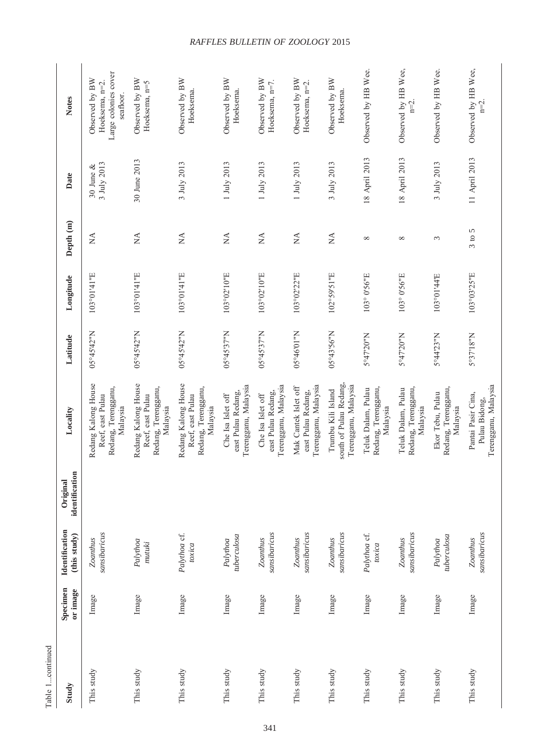Table 1...continued

| Study | Specimen or image | Identification (this study) | Original identification | Locality | Latitude | Longitude | Depth (m) | Date | Notes |
|---|---|---|---|---|---|---|---|---|---|
| This study | Image | *Zoanthus sansibaricus* | | Redang Kalong House Reef, east Pulau Redang, Terengganu, Malaysia | 05°45'42"N | 103°01'41"E | NA | 30 June & 3 July 2013 | Observed by BW Hoeksema, n=2. Large colonies cover seafloor. |
| This study | Image | *Palythoa mutuki* | | Redang Kalong House Reef, east Pulau Redang, Terengganu, Malaysia | 05°45'42"N | 103°01'41"E | NA | 30 June 2013 | Observed by BW Hoeksema, n=5 |
| This study | Image | *Palythoa* cf. *toxica* | | Redang Kalong House Reef, east Pulau Redang, Terengganu, Malaysia | 05°45'42"N | 103°01'41"E | NA | 3 July 2013 | Observed by BW Hoeksema. |
| This study | Image | *Palythoa tuberculosa* | | Che Isa Islet off east Pulau Redang, Terengganu, Malaysia | 05°45'37"N | 103°02'10"E | NA | 1 July 2013 | Observed by BW Hoeksema. |
| This study | Image | *Zoanthus sansibaricus* | | Che Isa Islet off east Pulau Redang, Terengganu, Malaysia | 05°45'37"N | 103°02'10"E | NA | 1 July 2013 | Observed by BW Hoeksema, n=7. |
| This study | Image | *Zoanthus sansibaricus* | | Mak Cantek Islet off east Pulau Redang, Terengganu, Malaysia | 05°46'01"N | 103°02'22"E | NA | 1 July 2013 | Observed by BW Hoeksema, n=2. |
| This study | Image | *Zoanthus sansibaricus* | | Trumbu Kili Island south of Pulau Redang, Terengganu, Malaysia | 05°43'56"N | 102°59'51"E | NA | 3 July 2013 | Observed by BW Hoeksema. |
| This study | Image | *Palythoa* cf. *toxica* | | Teluk Dalam, Pulau Redang, Terengganu, Malaysia | 5°47'20"N | 103° 0'56"E | 8 | 18 April 2013 | Observed by HB Wee. |
| This study | Image | *Zoanthus sansibaricus* | | Teluk Dalam, Pulau Redang, Terengganu, Malaysia | 5°47'20"N | 103° 0'56"E | 8 | 18 April 2013 | Observed by HB Wee, n=2. |
| This study | Image | *Palythoa tuberculosa* | | Ekor Tebu, Pulau Redang, Terengganu, Malaysia | 5°44'23"N | 103°01'44E | 3 | 3 July 2013 | Observed by HB Wee. |
| This study | Image | *Zoanthus sansibaricus* | | Pantai Pasir Cina, Pulau Bidong, Terengganu, Malaysia | 5°37'18"N | 103°03'25"E | 3 to 5 | 11 April 2013 | Observed by HB Wee, n=2. |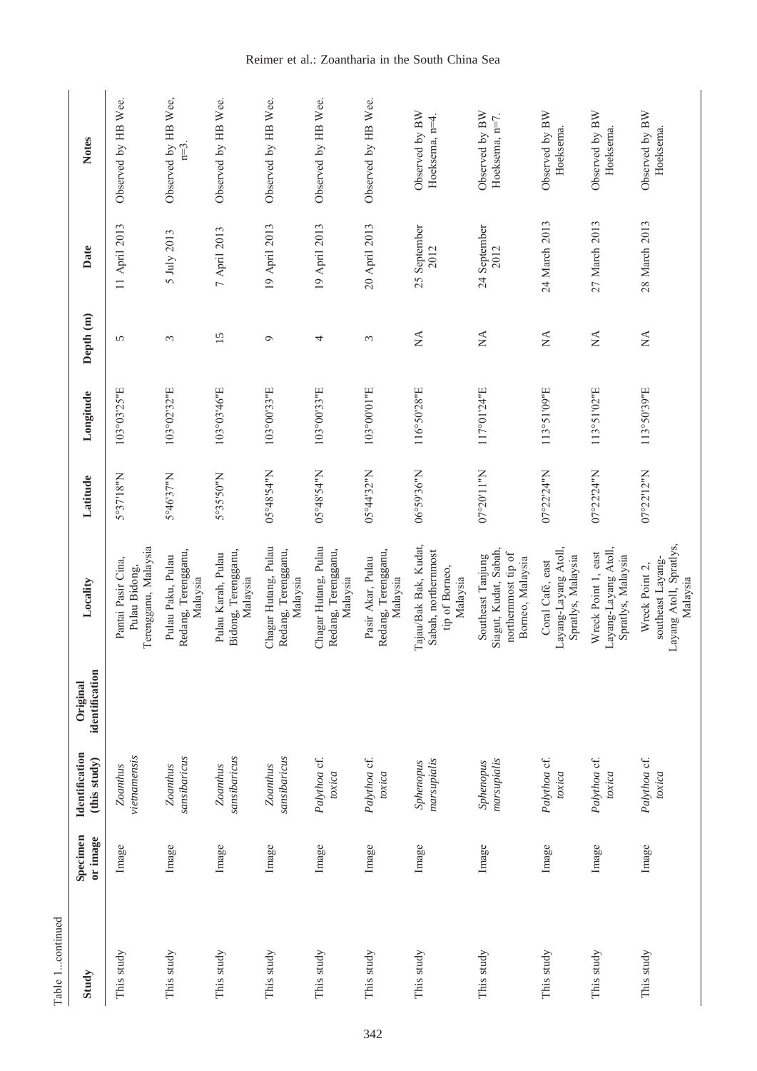Table 1...continued

| Study | Specimen or image | Identification (this study) | Original identification | Locality | Latitude | Longitude | Depth (m) | Date | Notes |
|---|---|---|---|---|---|---|---|---|---|
| This study | Image | *Zoanthus vietnamensis* | | Pantai Pasir Cina, Pulau Bidong, Terengganu, Malaysia | 5°37'18"N | 103°03'25"E | 5 | 11 April 2013 | Observed by HB Wee. |
| This study | Image | *Zoanthus sansibaricus* | | Pulau Paku, Pulau Redang, Terengganu, Malaysia | 5°46'37"N | 103°02'32"E | 3 | 5 July 2013 | Observed by HB Wee, n=3. |
| This study | Image | *Zoanthus sansibaricus* | | Pulau Karah, Pulau Bidong, Terengganu, Malaysia | 5°35'50"N | 103°03'46"E | 15 | 7 April 2013 | Observed by HB Wee. |
| This study | Image | *Zoanthus sansibaricus* | | Chagar Hutang, Pulau Redang, Terengganu, Malaysia | 05°48'54"N | 103°00'33"E | 9 | 19 April 2013 | Observed by HB Wee. |
| This study | Image | *Palythoa* cf. *toxica* | | Chagar Hutang, Pulau Redang, Terengganu, Malaysia | 05°48'54"N | 103°00'33"E | 4 | 19 April 2013 | Observed by HB Wee. |
| This study | Image | *Palythoa* cf. *toxica* | | Pasir Akar, Pulau Redang, Terengganu, Malaysia | 05°44'32"N | 103°00'01"E | 3 | 20 April 2013 | Observed by HB Wee. |
| This study | Image | *Sphenopus marsupialis* | | Tajau/Bak Bak, Kudat, Sabah, northernmost tip of Borneo, Malaysia | 06°59'36"N | 116°50'28"E | NA | 25 September 2012 | Observed by BW Hoeksema, n=4. |
| This study | Image | *Sphenopus marsupialis* | | Southeast Tanjung Siagut, Kudat, Sabah, northernmost tip of Borneo, Malaysia | 07°20'11"N | 117°01'24"E | NA | 24 September 2012 | Observed by BW Hoeksema, n=7. |
| This study | Image | *Palythoa* cf. *toxica* | | Coral Café, east Layang-Layang Atoll, Spratlys, Malaysia | 07°22'24"N | 113°51'09"E | NA | 24 March 2013 | Observed by BW Hoeksema. |
| This study | Image | *Palythoa* cf. *toxica* | | Wreck Point 1, east Layang-Layang Atoll, Spratlys, Malaysia | 07°22'24"N | 113°51'02"E | NA | 27 March 2013 | Observed by BW Hoeksema. |
| This study | Image | *Palythoa* cf. *toxica* | | Wreck Point 2, southeast Layang-Layang Atoll, Spratlys, Malaysia | 07°22'12"N | 113°50'39"E | NA | 28 March 2013 | Observed by BW Hoeksema. |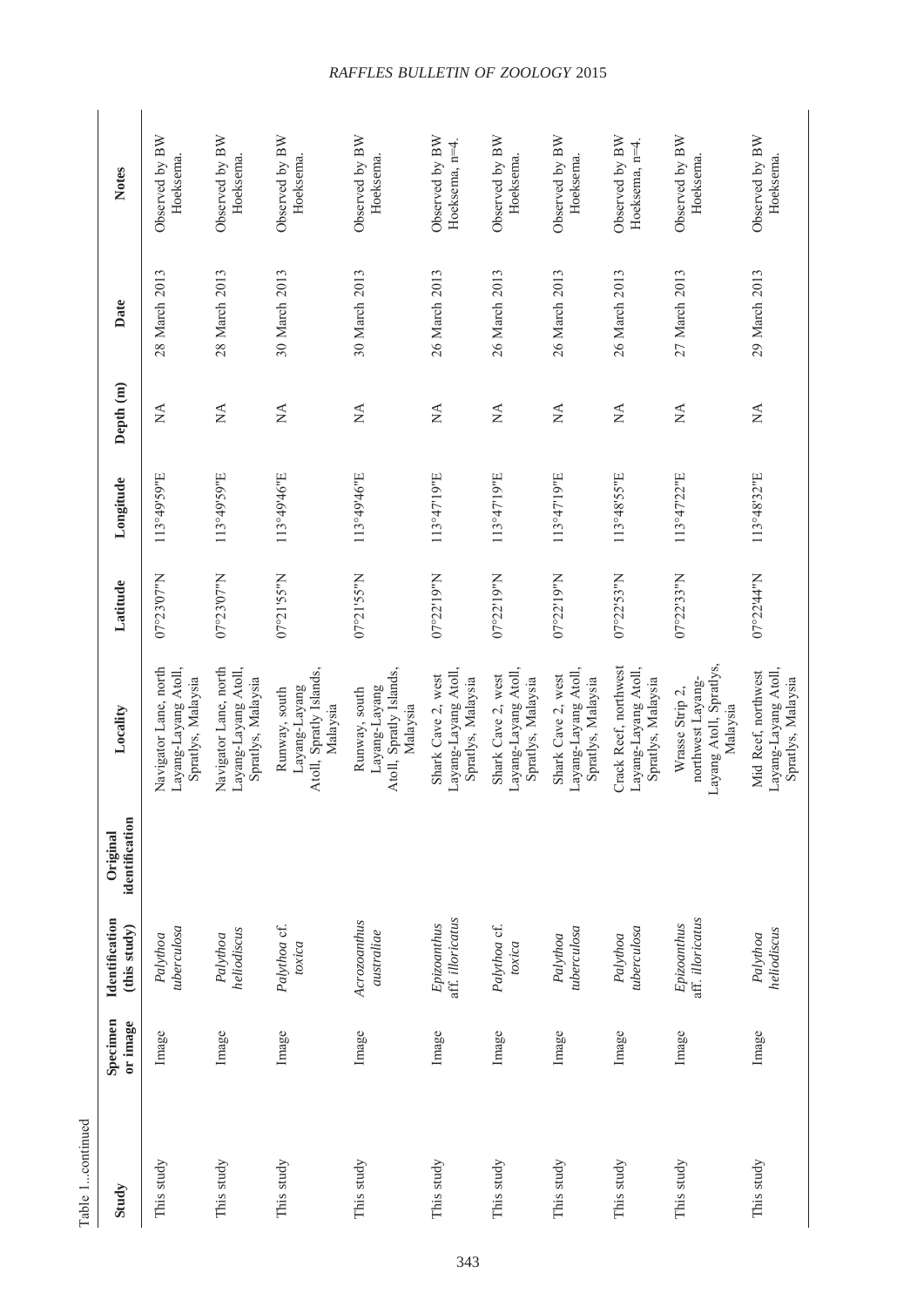Table 1...continued

| Study | Specimen or image | Identification (this study) | Original identification | Locality | Latitude | Longitude | Depth (m) | Date | Notes |
|---|---|---|---|---|---|---|---|---|---|
| This study | Image | *Palythoa tuberculosa* | | Navigator Lane, north Layang-Layang Atoll, Spratlys, Malaysia | 07°23'07"N | 113°49'59"E | NA | 28 March 2013 | Observed by BW Hoeksema. |
| This study | Image | *Palythoa heliodiscus* | | Navigator Lane, north Layang-Layang Atoll, Spratlys, Malaysia | 07°23'07"N | 113°49'59"E | NA | 28 March 2013 | Observed by BW Hoeksema. |
| This study | Image | *Palythoa* cf. *toxica* | | Runway, south Layang-Layang Atoll, Spratly Islands, Malaysia | 07°21'55"N | 113°49'46"E | NA | 30 March 2013 | Observed by BW Hoeksema. |
| This study | Image | *Acrozoanthus australiae* | | Runway, south Layang-Layang Atoll, Spratly Islands, Malaysia | 07°21'55"N | 113°49'46"E | NA | 30 March 2013 | Observed by BW Hoeksema. |
| This study | Image | *Epizoanthus* aff. *illoricatus* | | Shark Cave 2, west Layang-Layang Atoll, Spratlys, Malaysia | 07°22'19"N | 113°47'19"E | NA | 26 March 2013 | Observed by BW Hoeksema, n=4. |
| This study | Image | *Palythoa* cf. *toxica* | | Shark Cave 2, west Layang-Layang Atoll, Spratlys, Malaysia | 07°22'19"N | 113°47'19"E | NA | 26 March 2013 | Observed by BW Hoeksema. |
| This study | Image | *Palythoa tuberculosa* | | Shark Cave 2, west Layang-Layang Atoll, Spratlys, Malaysia | 07°22'19"N | 113°47'19"E | NA | 26 March 2013 | Observed by BW Hoeksema. |
| This study | Image | *Palythoa tuberculosa* | | Crack Reef, northwest Layang-Layang Atoll, Spratlys, Malaysia | 07°22'53"N | 113°48'55"E | NA | 26 March 2013 | Observed by BW Hoeksema, n=4. |
| This study | Image | *Epizoanthus* aff. *illoricatus* | | Wrasse Strip 2, northwest Layang-Layang Atoll, Spratlys, Malaysia | 07°22'33"N | 113°47'22"E | NA | 27 March 2013 | Observed by BW Hoeksema. |
| This study | Image | *Palythoa heliodiscus* | | Mid Reef, northwest Layang-Layang Atoll, Spratlys, Malaysia | 07°22'44"N | 113°48'32"E | NA | 29 March 2013 | Observed by BW Hoeksema. |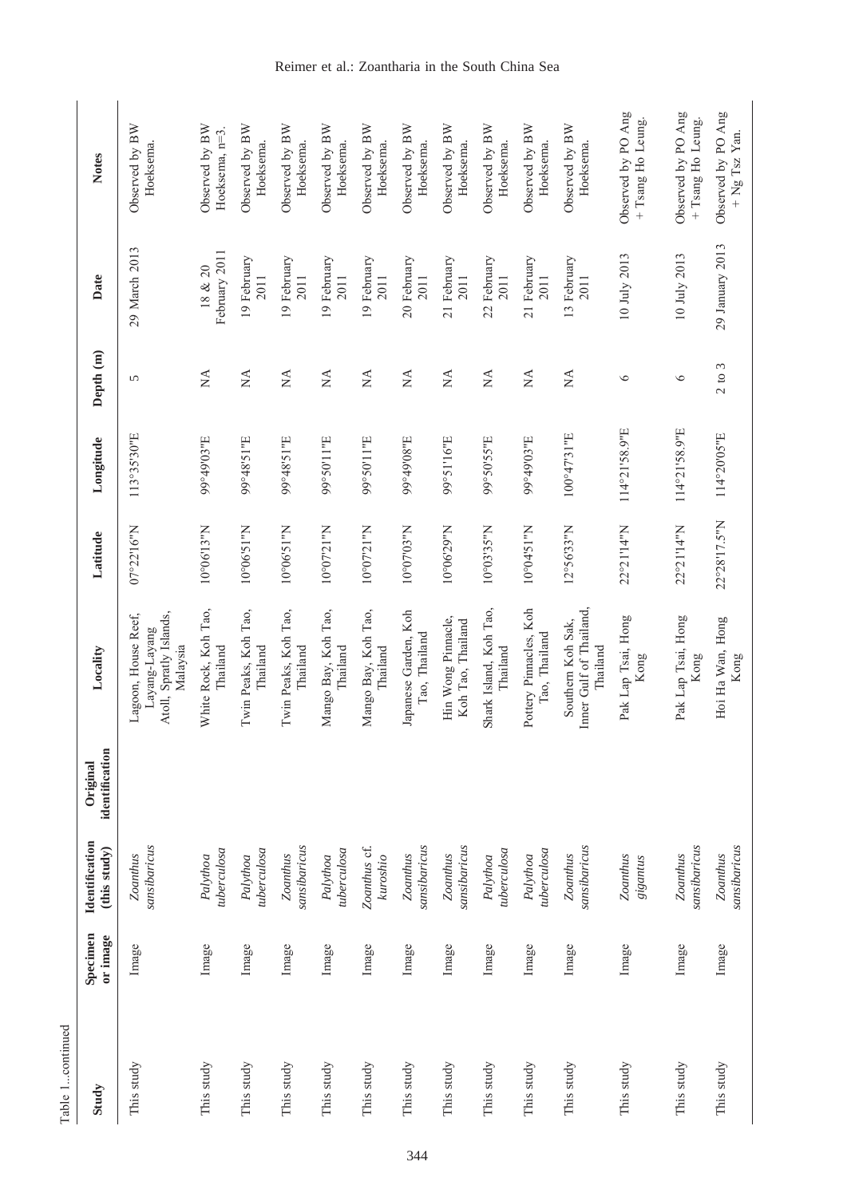Table 1...continued

| Study | Specimen or image | Identification (this study) | Original identification | Locality | Latitude | Longitude | Depth (m) | Date | Notes |
|---|---|---|---|---|---|---|---|---|---|
| This study | Image | *Zoanthus sansibaricus* | | Lagoon, House Reef, Layang-Layang Atoll, Spratly Islands, Malaysia | 07°22'16"N | 113°35'30"E | 5 | 29 March 2013 | Observed by BW Hoeksema. |
| This study | Image | *Palythoa tuberculosa* | | White Rock, Koh Tao, Thailand | 10°06'13"N | 99°49'03"E | NA | 18 & 20 February 2011 | Observed by BW Hoeksema, n=3. |
| This study | Image | *Palythoa tuberculosa* | | Twin Peaks, Koh Tao, Thailand | 10°06'51"N | 99°48'51"E | NA | 19 February 2011 | Observed by BW Hoeksema. |
| This study | Image | *Zoanthus sansibaricus* | | Twin Peaks, Koh Tao, Thailand | 10°06'51"N | 99°48'51"E | NA | 19 February 2011 | Observed by BW Hoeksema. |
| This study | Image | *Palythoa tuberculosa* | | Mango Bay, Koh Tao, Thailand | 10°07'21"N | 99°50'11"E | NA | 19 February 2011 | Observed by BW Hoeksema. |
| This study | Image | *Zoanthus* cf. *kuroshio* | | Mango Bay, Koh Tao, Thailand | 10°07'21"N | 99°50'11"E | NA | 19 February 2011 | Observed by BW Hoeksema. |
| This study | Image | *Zoanthus sansibaricus* | | Japanese Garden, Koh Tao, Thailand | 10°07'03"N | 99°49'08"E | NA | 20 February 2011 | Observed by BW Hoeksema. |
| This study | Image | *Zoanthus sansibaricus* | | Hin Wong Pinnacle, Koh Tao, Thailand | 10°06'29"N | 99°51'16"E | NA | 21 February 2011 | Observed by BW Hoeksema. |
| This study | Image | *Palythoa tuberculosa* | | Shark Island, Koh Tao, Thailand | 10°03'35"N | 99°50'55"E | NA | 22 February 2011 | Observed by BW Hoeksema. |
| This study | Image | *Palythoa tuberculosa* | | Pottery Pinnacles, Koh Tao, Thailand | 10°04'51"N | 99°49'03"E | NA | 21 February 2011 | Observed by BW Hoeksema. |
| This study | Image | *Zoanthus sansibaricus* | | Southern Koh Sak, Inner Gulf of Thailand, Thailand | 12°56'33"N | 100°47'31"E | NA | 13 February 2011 | Observed by BW Hoeksema. |
| This study | Image | *Zoanthus gigantus* | | Pak Lap Tsai, Hong Kong | 22°21'14"N | 114°21'58.9"E | 6 | 10 July 2013 | Observed by PO Ang + Tsang Ho Leung. |
| This study | Image | *Zoanthus sansibaricus* | | Pak Lap Tsai, Hong Kong | 22°21'14"N | 114°21'58.9"E | 6 | 10 July 2013 | Observed by PO Ang + Tsang Ho Leung. |
| This study | Image | *Zoanthus sansibaricus* | | Hoi Ha Wan, Hong Kong | 22°28'17.5"N | 114°20'05"E | 2 to 3 | 29 January 2013 | Observed by PO Ang + Ng Tsz Yan. |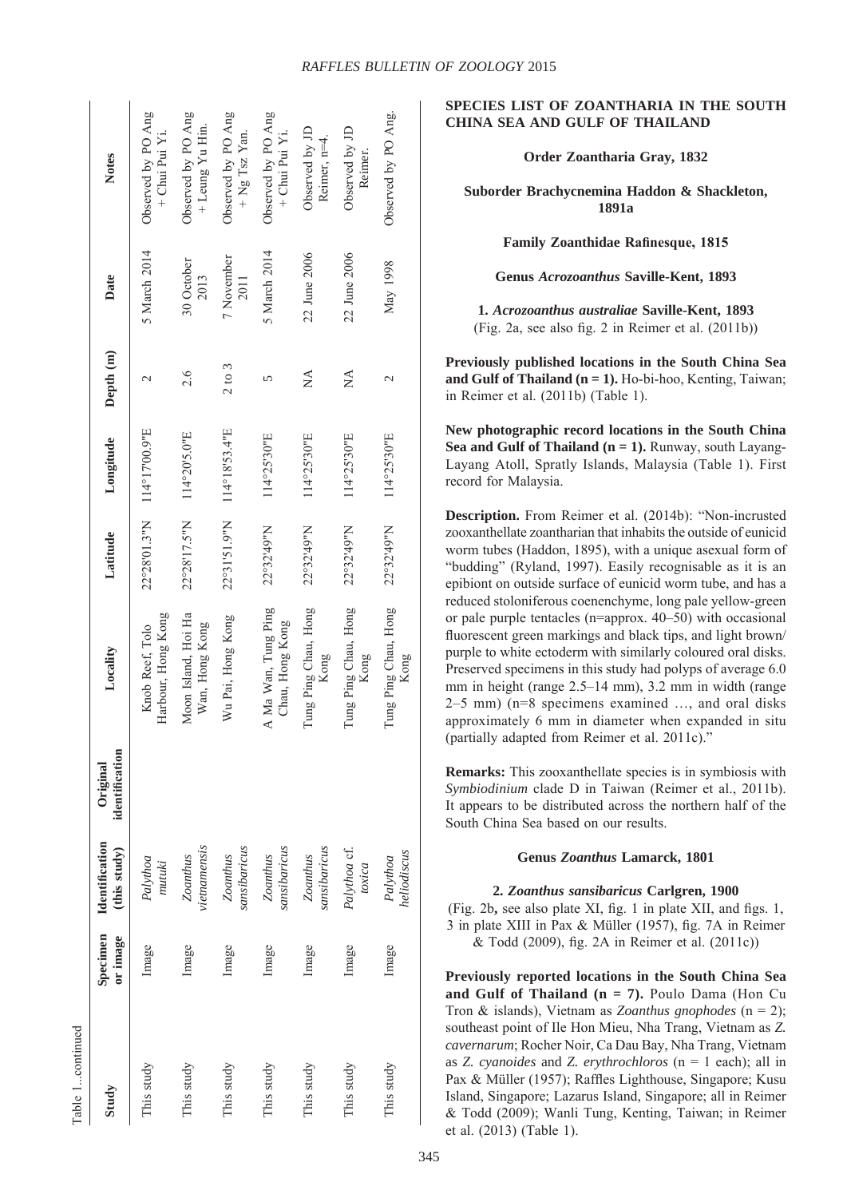Table 1...continued

| Study | Specimen or image | Identification (this study) | Original identification | Locality | Latitude | Longitude | Depth (m) | Date | Notes |
|---|---|---|---|---|---|---|---|---|---|
| This study | Image | *Palythoa mutuki* | | Knob Reef, Tolo Harbour, Hong Kong | 22°28'01.3"N | 114°17'00.9"E | 2 | 5 March 2014 | Observed by PO Ang + Chui Pui Yi. |
| This study | Image | *Zoanthus vietnamensis* | | Moon Island, Hoi Ha Wan, Hong Kong | 22°28'17.5"N | 114°20'5.0"E | 2.6 | 30 October 2013 | Observed by PO Ang + Leung Yu Hin. |
| This study | Image | *Zoanthus sansibaricus* | | Wu Pai, Hong Kong | 22°31'51.9"N | 114°18'53.4"E | 2 to 3 | 7 November 2011 | Observed by PO Ang + Ng Tsz Yan. |
| This study | Image | *Zoanthus sansibaricus* | | A Ma Wan, Tung Ping Chau, Hong Kong | 22°32'49"N | 114°25'30"E | 5 | 5 March 2014 | Observed by PO Ang + Chui Pui Yi. |
| This study | Image | *Zoanthus sansibaricus* | | Tung Ping Chau, Hong Kong | 22°32'49"N | 114°25'30"E | NA | 22 June 2006 | Observed by JD Reimer, n=4. |
| This study | Image | *Palythoa* cf. *toxica* | | Tung Ping Chau, Hong Kong | 22°32'49"N | 114°25'30"E | NA | 22 June 2006 | Observed by JD Reimer. |
| This study | Image | *Palythoa heliodiscus* | | Tung Ping Chau, Hong Kong | 22°32'49"N | 114°25'30"E | 2 | May 1998 | Observed by PO Ang. |

## SPECIES LIST OF ZOANTHARIA IN THE SOUTH CHINA SEA AND GULF OF THAILAND

**Order Zoantharia Gray, 1832**

**Suborder Brachycnemina Haddon & Shackleton, 1891a**

**Family Zoanthidae Rafinesque, 1815**

**Genus *Acrozoanthus* Saville-Kent, 1893**

**1. *Acrozoanthus australiae* Saville-Kent, 1893**
(Fig. 2a, see also fig. 2 in Reimer et al. (2011b))

**Previously published locations in the South China Sea and Gulf of Thailand (n = 1).** Ho-bi-hoo, Kenting, Taiwan; in Reimer et al. (2011b) (Table 1).

**New photographic record locations in the South China Sea and Gulf of Thailand (n = 1).** Runway, south Layang-Layang Atoll, Spratly Islands, Malaysia (Table 1). First record for Malaysia.

**Description.** From Reimer et al. (2014b): "Non-incrusted zooxanthellate zoantharian that inhabits the outside of eunicid worm tubes (Haddon, 1895), with a unique asexual form of "budding" (Ryland, 1997). Easily recognisable as it is an epibiont on outside surface of eunicid worm tube, and has a reduced stoloniferous coenenchyme, long pale yellow-green or pale purple tentacles (n=approx. 40–50) with occasional fluorescent green markings and black tips, and light brown/purple to white ectoderm with similarly coloured oral disks. Preserved specimens in this study had polyps of average 6.0 mm in height (range 2.5–14 mm), 3.2 mm in width (range 2–5 mm) (n=8 specimens examined …, and oral disks approximately 6 mm in diameter when expanded in situ (partially adapted from Reimer et al. 2011c)."

**Remarks:** This zooxanthellate species is in symbiosis with *Symbiodinium* clade D in Taiwan (Reimer et al., 2011b). It appears to be distributed across the northern half of the South China Sea based on our results.

**Genus *Zoanthus* Lamarck, 1801**

**2. *Zoanthus sansibaricus* Carlgren, 1900**
(Fig. 2b, see also plate XI, fig. 1 in plate XII, and figs. 1, 3 in plate XIII in Pax & Müller (1957), fig. 7A in Reimer & Todd (2009), fig. 2A in Reimer et al. (2011c))

**Previously reported locations in the South China Sea and Gulf of Thailand (n = 7).** Poulo Dama (Hon Cu Tron & islands), Vietnam as *Zoanthus gnophodes* (n = 2); southeast point of Ile Hon Mieu, Nha Trang, Vietnam as *Z. cavernarum*; Rocher Noir, Ca Dau Bay, Nha Trang, Vietnam as *Z. cyanoides* and *Z. erythrochloros* (n = 1 each); all in Pax & Müller (1957); Raffles Lighthouse, Singapore; Kusu Island, Singapore; Lazarus Island, Singapore; all in Reimer & Todd (2009); Wanli Tung, Kenting, Taiwan; in Reimer et al. (2013) (Table 1).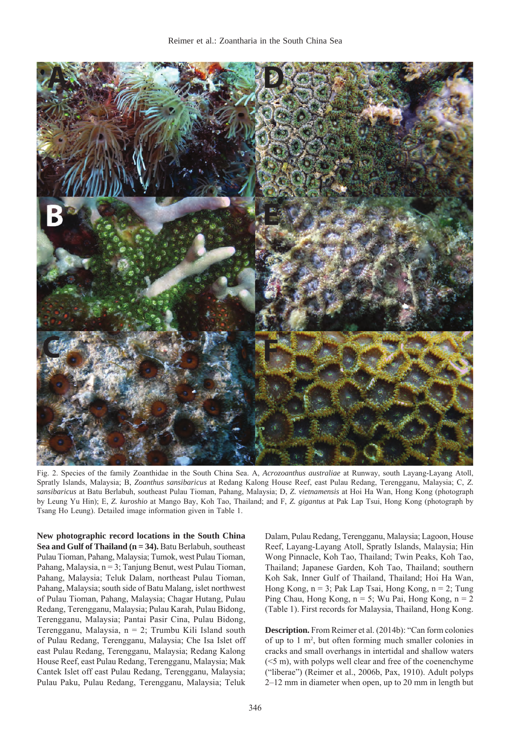Fig. 2. Species of the family Zoanthidae in the South China Sea. A, *Acrozoanthus australiae* at Runway, south Layang-Layang Atoll, Spratly Islands, Malaysia; B, *Zoanthus sansibaricus* at Redang Kalong House Reef, east Pulau Redang, Terengganu, Malaysia; C, *Z. sansibaricus* at Batu Berlabuh, southeast Pulau Tioman, Pahang, Malaysia; D, *Z. vietnamensis* at Hoi Ha Wan, Hong Kong (photograph by Leung Yu Hin); E, *Z. kuroshio* at Mango Bay, Koh Tao, Thailand; and F, *Z. gigantus* at Pak Lap Tsui, Hong Kong (photograph by Tsang Ho Leung). Detailed image information given in Table 1.

**New photographic record locations in the South China Sea and Gulf of Thailand (n = 34).** Batu Berlabuh, southeast Pulau Tioman, Pahang, Malaysia; Tumok, west Pulau Tioman, Pahang, Malaysia, n = 3; Tanjung Benut, west Pulau Tioman, Pahang, Malaysia; Teluk Dalam, northeast Pulau Tioman, Pahang, Malaysia; south side of Batu Malang, islet northwest of Pulau Tioman, Pahang, Malaysia; Chagar Hutang, Pulau Redang, Terengganu, Malaysia; Pulau Karah, Pulau Bidong, Terengganu, Malaysia; Pantai Pasir Cina, Pulau Bidong, Terengganu, Malaysia, n = 2; Trumbu Kili Island south of Pulau Redang, Terengganu, Malaysia; Che Isa Islet off east Pulau Redang, Terengganu, Malaysia; Redang Kalong House Reef, east Pulau Redang, Terengganu, Malaysia; Mak Cantek Islet off east Pulau Redang, Terengganu, Malaysia; Pulau Paku, Pulau Redang, Terengganu, Malaysia; Teluk Dalam, Pulau Redang, Terengganu, Malaysia; Lagoon, House Reef, Layang-Layang Atoll, Spratly Islands, Malaysia; Hin Wong Pinnacle, Koh Tao, Thailand; Twin Peaks, Koh Tao, Thailand; Japanese Garden, Koh Tao, Thailand; southern Koh Sak, Inner Gulf of Thailand, Thailand; Hoi Ha Wan, Hong Kong, n = 3; Pak Lap Tsai, Hong Kong, n = 2; Tung Ping Chau, Hong Kong, n = 5; Wu Pai, Hong Kong, n = 2 (Table 1). First records for Malaysia, Thailand, Hong Kong.

**Description.** From Reimer et al. (2014b): "Can form colonies of up to 1 m$^2$, but often forming much smaller colonies in cracks and small overhangs in intertidal and shallow waters (<5 m), with polyps well clear and free of the coenenchyme ("liberae") (Reimer et al., 2006b, Pax, 1910). Adult polyps 2–12 mm in diameter when open, up to 20 mm in length but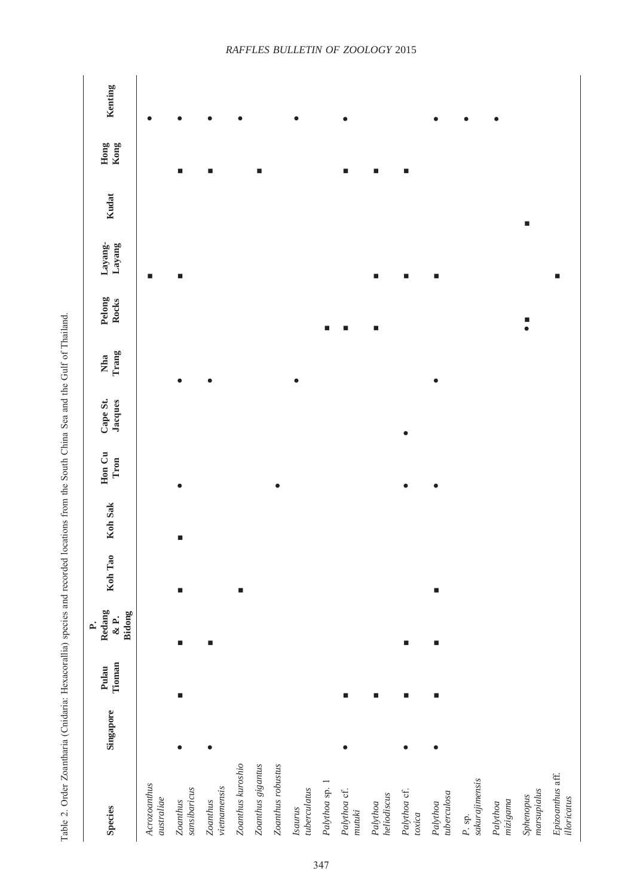Table 2. Order Zoantharia (Cnidaria: Hexacorallia) species and recorded locations from the South China Sea and the Gulf of Thailand.

| Species | Singapore | Pulau Tioman | P. Redang & P. Bidong | Koh Tao | Koh Sak | Hon Cu Tron | Cape St. Jacques | Nha Trang | Pelong Rocks | Layang-Layang | Kudat | Hong Kong | Kenting |
|---|---|---|---|---|---|---|---|---|---|---|---|---|---|
| *Acrozoanthus australiae* | | | | | | | | | | ■ | | | ● |
| *Zoanthus sansibaricus* | ● | ■ | ■ | ■ | ■ | ● | | ● | | ■ | | ■ | ● |
| *Zoanthus vietnamensis* | ● | | ■ | | | | | ● | | | | ■ | ● |
| *Zoanthus kuroshio* | | | | ■ | | | | | | | | | ● |
| *Zoanthus gigantus* | | | | | | | | | | | | ■ | |
| *Zoanthus robustus* | | | | | | ● | | | | | | | |
| *Isaurus tuberculatus* | | | | | | | | ● | | | | | ● |
| *Palythoa* sp. 1 | | | | | | | | | ■ | | | | |
| *Palythoa* cf. *mutuki* | ● | ■ | | | | | | | ■ | | | ■ | ● |
| *Palythoa heliodiscus* | | ■ | | | | | | | ■ | ■ | | ■ | |
| *Palythoa* cf. *toxica* | ● | ■ | ■ | | | ● | ● | | | ■ | | ■ | |
| *Palythoa tuberculosa* | ● | ■ | ■ | ■ | | ● | | ● | | ■ | | | ● |
| *P.* sp. *sakurajimensis* | | | | | | | | | | | | | ● |
| *Palythoa mizigama* | | | | | | | | | | | | | ● |
| *Sphenopus marsupialus* | | | | | | | | | ■ ● | | ■ | | |
| *Epizoanthus* aff. *illoricatus* | | | | | | | | | | ■ | | | |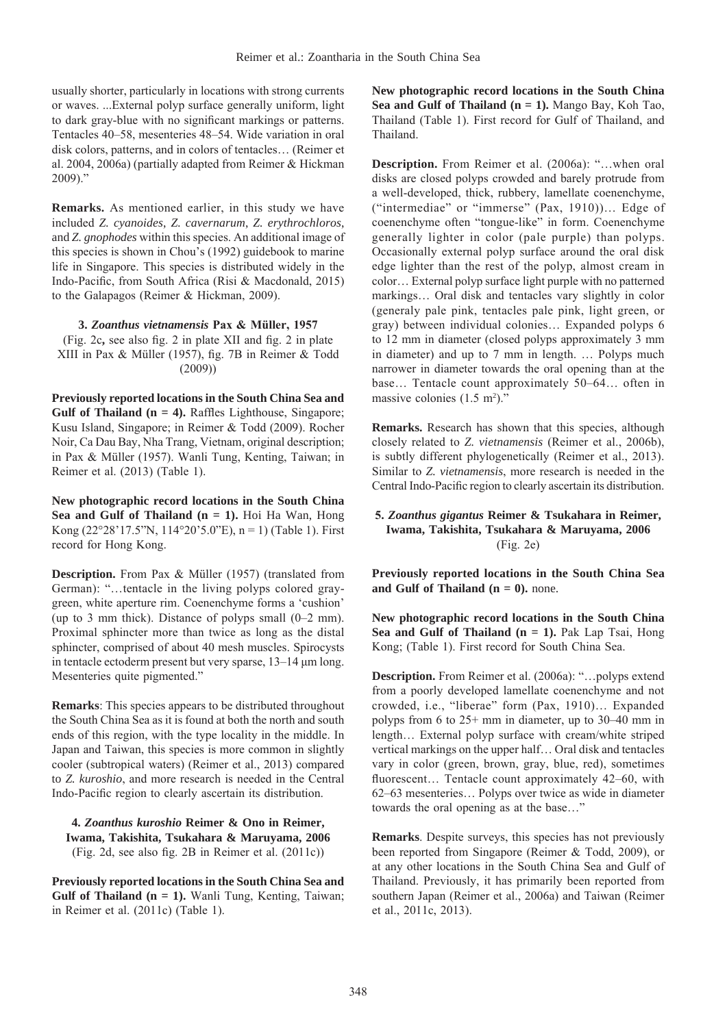usually shorter, particularly in locations with strong currents or waves. ...External polyp surface generally uniform, light to dark gray-blue with no significant markings or patterns. Tentacles 40–58, mesenteries 48–54. Wide variation in oral disk colors, patterns, and in colors of tentacles… (Reimer et al. 2004, 2006a) (partially adapted from Reimer & Hickman 2009)."

**Remarks.** As mentioned earlier, in this study we have included *Z. cyanoides*, *Z. cavernarum*, *Z. erythrochloros*, and *Z. gnophodes* within this species. An additional image of this species is shown in Chou's (1992) guidebook to marine life in Singapore. This species is distributed widely in the Indo-Pacific, from South Africa (Risi & Macdonald, 2015) to the Galapagos (Reimer & Hickman, 2009).

### 3. *Zoanthus vietnamensis* Pax & Müller, 1957

(Fig. 2c, see also fig. 2 in plate XII and fig. 2 in plate XIII in Pax & Müller (1957), fig. 7B in Reimer & Todd (2009))

**Previously reported locations in the South China Sea and Gulf of Thailand (n = 4).** Raffles Lighthouse, Singapore; Kusu Island, Singapore; in Reimer & Todd (2009). Rocher Noir, Ca Dau Bay, Nha Trang, Vietnam, original description; in Pax & Müller (1957). Wanli Tung, Kenting, Taiwan; in Reimer et al. (2013) (Table 1).

**New photographic record locations in the South China Sea and Gulf of Thailand (n = 1).** Hoi Ha Wan, Hong Kong (22°28'17.5"N, 114°20'5.0"E), n = 1) (Table 1). First record for Hong Kong.

**Description.** From Pax & Müller (1957) (translated from German): "…tentacle in the living polyps colored gray-green, white aperture rim. Coenenchyme forms a 'cushion' (up to 3 mm thick). Distance of polyps small (0–2 mm). Proximal sphincter more than twice as long as the distal sphincter, comprised of about 40 mesh muscles. Spirocysts in tentacle ectoderm present but very sparse, 13–14 μm long. Mesenteries quite pigmented."

**Remarks**: This species appears to be distributed throughout the South China Sea as it is found at both the north and south ends of this region, with the type locality in the middle. In Japan and Taiwan, this species is more common in slightly cooler (subtropical waters) (Reimer et al., 2013) compared to *Z. kuroshio*, and more research is needed in the Central Indo-Pacific region to clearly ascertain its distribution.

### 4. *Zoanthus kuroshio* Reimer & Ono in Reimer, Iwama, Takishita, Tsukahara & Maruyama, 2006

(Fig. 2d, see also fig. 2B in Reimer et al. (2011c))

**Previously reported locations in the South China Sea and Gulf of Thailand (n = 1).** Wanli Tung, Kenting, Taiwan; in Reimer et al. (2011c) (Table 1).

**New photographic record locations in the South China Sea and Gulf of Thailand (n = 1).** Mango Bay, Koh Tao, Thailand (Table 1). First record for Gulf of Thailand, and Thailand.

**Description.** From Reimer et al. (2006a): "…when oral disks are closed polyps crowded and barely protrude from a well-developed, thick, rubbery, lamellate coenenchyme, ("intermediae" or "immerse" (Pax, 1910))… Edge of coenenchyme often "tongue-like" in form. Coenenchyme generally lighter in color (pale purple) than polyps. Occasionally external polyp surface around the oral disk edge lighter than the rest of the polyp, almost cream in color… External polyp surface light purple with no patterned markings… Oral disk and tentacles vary slightly in color (generally pale pink, tentacles pale pink, light green, or gray) between individual colonies… Expanded polyps 6 to 12 mm in diameter (closed polyps approximately 3 mm in diameter) and up to 7 mm in length. … Polyps much narrower in diameter towards the oral opening than at the base… Tentacle count approximately 50–64… often in massive colonies (1.5 m$^2$)."

**Remarks.** Research has shown that this species, although closely related to *Z. vietnamensis* (Reimer et al., 2006b), is subtly different phylogenetically (Reimer et al., 2013). Similar to *Z. vietnamensis*, more research is needed in the Central Indo-Pacific region to clearly ascertain its distribution.

### 5. *Zoanthus gigantus* Reimer & Tsukahara in Reimer, Iwama, Takishita, Tsukahara & Maruyama, 2006

(Fig. 2e)

**Previously reported locations in the South China Sea and Gulf of Thailand (n = 0).** none.

**New photographic record locations in the South China Sea and Gulf of Thailand (n = 1).** Pak Lap Tsai, Hong Kong; (Table 1). First record for South China Sea.

**Description.** From Reimer et al. (2006a): "…polyps extend from a poorly developed lamellate coenenchyme and not crowded, i.e., "liberae" form (Pax, 1910)… Expanded polyps from 6 to 25+ mm in diameter, up to 30–40 mm in length… External polyp surface with cream/white striped vertical markings on the upper half… Oral disk and tentacles vary in color (green, brown, gray, blue, red), sometimes fluorescent… Tentacle count approximately 42–60, with 62–63 mesenteries… Polyps over twice as wide in diameter towards the oral opening as at the base…"

**Remarks**. Despite surveys, this species has not previously been reported from Singapore (Reimer & Todd, 2009), or at any other locations in the South China Sea and Gulf of Thailand. Previously, it has primarily been reported from southern Japan (Reimer et al., 2006a) and Taiwan (Reimer et al., 2011c, 2013).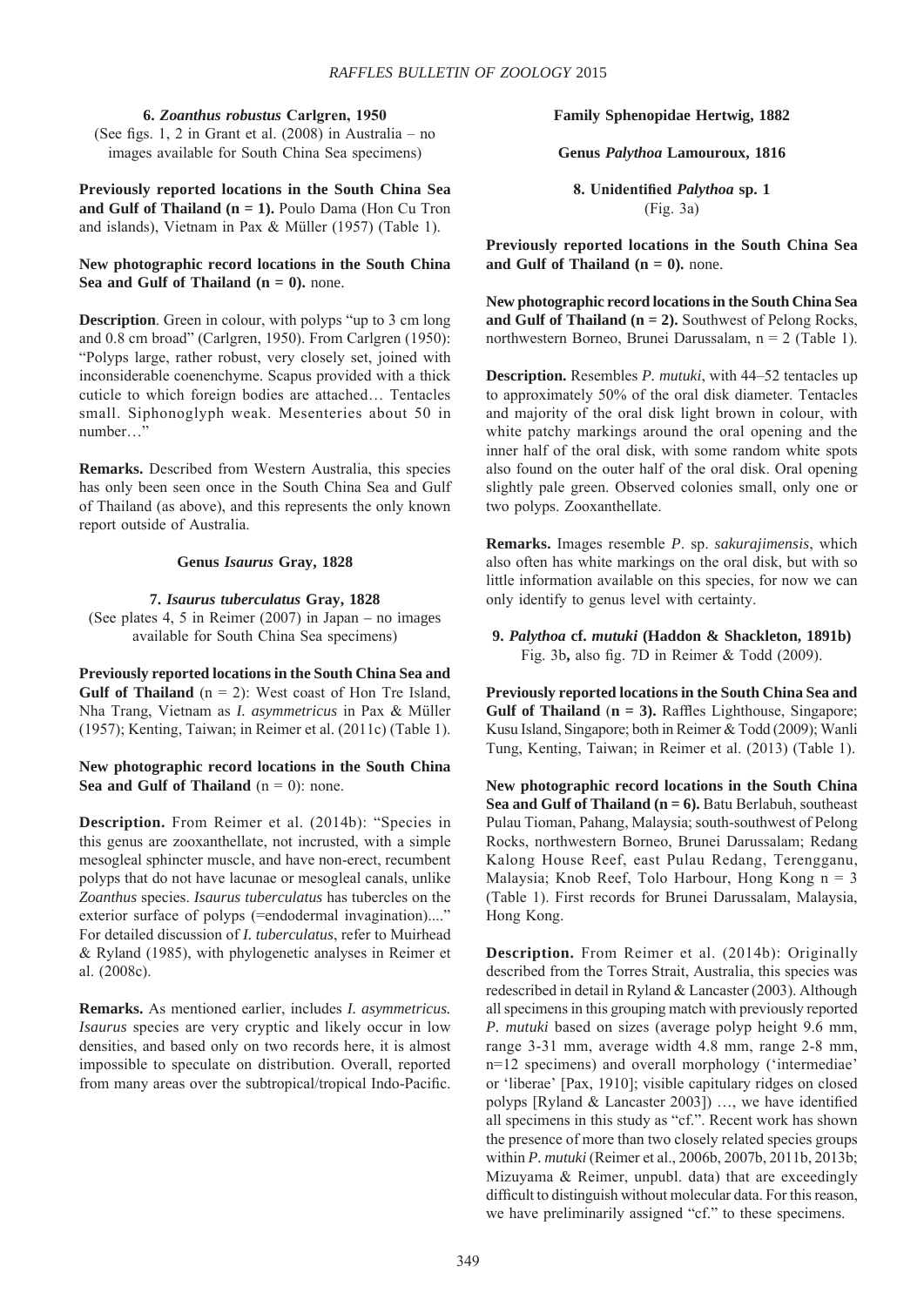### 6. *Zoanthus robustus* Carlgren, 1950

(See figs. 1, 2 in Grant et al. (2008) in Australia – no images available for South China Sea specimens)

**Previously reported locations in the South China Sea and Gulf of Thailand (n = 1).** Poulo Dama (Hon Cu Tron and islands), Vietnam in Pax & Müller (1957) (Table 1).

**New photographic record locations in the South China Sea and Gulf of Thailand (n = 0).** none.

**Description**. Green in colour, with polyps "up to 3 cm long and 0.8 cm broad" (Carlgren, 1950). From Carlgren (1950): "Polyps large, rather robust, very closely set, joined with inconsiderable coenenchyme. Scapus provided with a thick cuticle to which foreign bodies are attached… Tentacles small. Siphonoglyph weak. Mesenteries about 50 in number…"

**Remarks.** Described from Western Australia, this species has only been seen once in the South China Sea and Gulf of Thailand (as above), and this represents the only known report outside of Australia.

#### Genus *Isaurus* Gray, 1828

### 7. *Isaurus tuberculatus* Gray, 1828

(See plates 4, 5 in Reimer (2007) in Japan – no images available for South China Sea specimens)

**Previously reported locations in the South China Sea and Gulf of Thailand** (n = 2): West coast of Hon Tre Island, Nha Trang, Vietnam as *I. asymmetricus* in Pax & Müller (1957); Kenting, Taiwan; in Reimer et al. (2011c) (Table 1).

**New photographic record locations in the South China Sea and Gulf of Thailand** (n = 0): none.

**Description.** From Reimer et al. (2014b): "Species in this genus are zooxanthellate, not incrusted, with a simple mesogleal sphincter muscle, and have non-erect, recumbent polyps that do not have lacunae or mesogleal canals, unlike *Zoanthus* species. *Isaurus tuberculatus* has tubercles on the exterior surface of polyps (=endodermal invagination)...." For detailed discussion of *I. tuberculatus*, refer to Muirhead & Ryland (1985), with phylogenetic analyses in Reimer et al. (2008c).

**Remarks.** As mentioned earlier, includes *I. asymmetricus. Isaurus* species are very cryptic and likely occur in low densities, and based only on two records here, it is almost impossible to speculate on distribution. Overall, reported from many areas over the subtropical/tropical Indo-Pacific.

#### Family Sphenopidae Hertwig, 1882

#### Genus *Palythoa* Lamouroux, 1816

### 8. Unidentified *Palythoa* sp. 1

(Fig. 3a)

**Previously reported locations in the South China Sea and Gulf of Thailand (n = 0).** none.

**New photographic record locations in the South China Sea and Gulf of Thailand (n = 2).** Southwest of Pelong Rocks, northwestern Borneo, Brunei Darussalam, n = 2 (Table 1).

**Description.** Resembles *P. mutuki*, with 44–52 tentacles up to approximately 50% of the oral disk diameter. Tentacles and majority of the oral disk light brown in colour, with white patchy markings around the oral opening and the inner half of the oral disk, with some random white spots also found on the outer half of the oral disk. Oral opening slightly pale green. Observed colonies small, only one or two polyps. Zooxanthellate.

**Remarks.** Images resemble *P*. sp. *sakurajimensis*, which also often has white markings on the oral disk, but with so little information available on this species, for now we can only identify to genus level with certainty.

### 9. *Palythoa* cf. *mutuki* (Haddon & Shackleton, 1891b)

Fig. 3b**,** also fig. 7D in Reimer & Todd (2009).

**Previously reported locations in the South China Sea and Gulf of Thailand (n = 3).** Raffles Lighthouse, Singapore; Kusu Island, Singapore; both in Reimer & Todd (2009); Wanli Tung, Kenting, Taiwan; in Reimer et al. (2013) (Table 1).

**New photographic record locations in the South China Sea and Gulf of Thailand (n = 6).** Batu Berlabuh, southeast Pulau Tioman, Pahang, Malaysia; south-southwest of Pelong Rocks, northwestern Borneo, Brunei Darussalam; Redang Kalong House Reef, east Pulau Redang, Terengganu, Malaysia; Knob Reef, Tolo Harbour, Hong Kong n = 3 (Table 1). First records for Brunei Darussalam, Malaysia, Hong Kong.

**Description.** From Reimer et al. (2014b): Originally described from the Torres Strait, Australia, this species was redescribed in detail in Ryland & Lancaster (2003). Although all specimens in this grouping match with previously reported *P. mutuki* based on sizes (average polyp height 9.6 mm, range 3-31 mm, average width 4.8 mm, range 2-8 mm, n=12 specimens) and overall morphology ('intermediae' or 'liberae' [Pax, 1910]; visible capitulary ridges on closed polyps [Ryland & Lancaster 2003]) …, we have identified all specimens in this study as "cf.". Recent work has shown the presence of more than two closely related species groups within *P. mutuki* (Reimer et al., 2006b, 2007b, 2011b, 2013b; Mizuyama & Reimer, unpubl. data) that are exceedingly difficult to distinguish without molecular data. For this reason, we have preliminarily assigned "cf." to these specimens.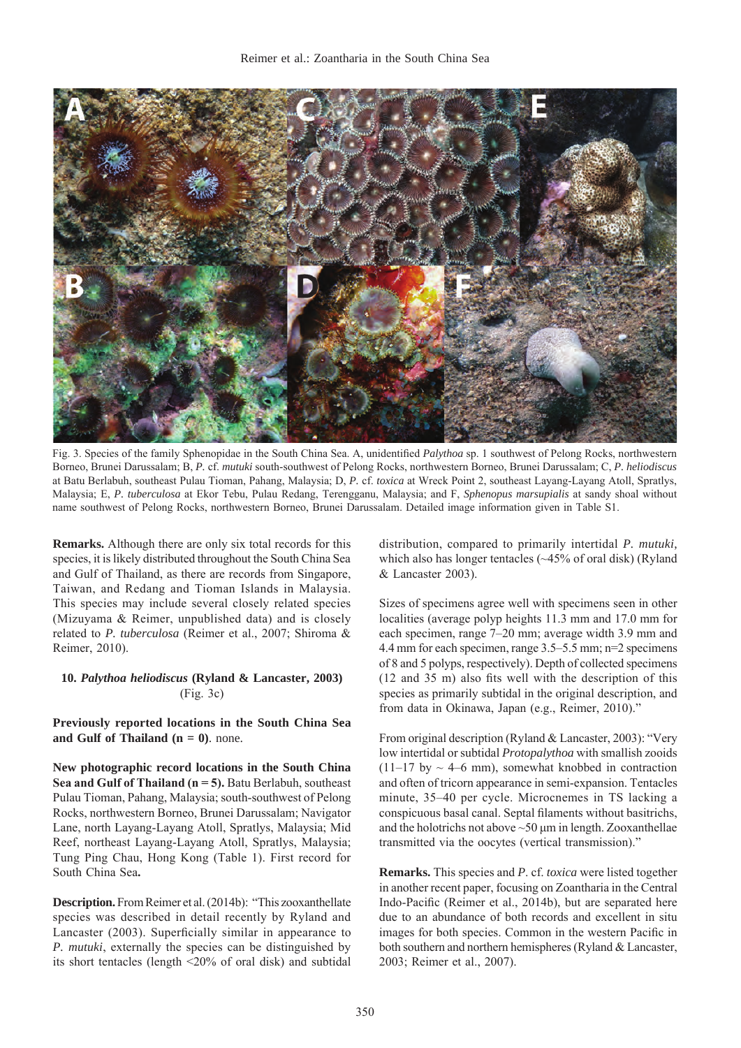Fig. 3. Species of the family Sphenopidae in the South China Sea. A, unidentified *Palythoa* sp. 1 southwest of Pelong Rocks, northwestern Borneo, Brunei Darussalam; B, *P.* cf. *mutuki* south-southwest of Pelong Rocks, northwestern Borneo, Brunei Darussalam; C, *P. heliodiscus* at Batu Berlabuh, southeast Pulau Tioman, Pahang, Malaysia; D, *P.* cf. *toxica* at Wreck Point 2, southeast Layang-Layang Atoll, Spratlys, Malaysia; E, *P. tuberculosa* at Ekor Tebu, Pulau Redang, Terengganu, Malaysia; and F, *Sphenopus marsupialis* at sandy shoal without name southwest of Pelong Rocks, northwestern Borneo, Brunei Darussalam. Detailed image information given in Table S1.

**Remarks.** Although there are only six total records for this species, it is likely distributed throughout the South China Sea and Gulf of Thailand, as there are records from Singapore, Taiwan, and Redang and Tioman Islands in Malaysia. This species may include several closely related species (Mizuyama & Reimer, unpublished data) and is closely related to *P. tuberculosa* (Reimer et al., 2007; Shiroma & Reimer, 2010).

### 10. *Palythoa heliodiscus* (Ryland & Lancaster, 2003) (Fig. 3c)

**Previously reported locations in the South China Sea and Gulf of Thailand (n = 0)**. none.

**New photographic record locations in the South China Sea and Gulf of Thailand (n = 5).** Batu Berlabuh, southeast Pulau Tioman, Pahang, Malaysia; south-southwest of Pelong Rocks, northwestern Borneo, Brunei Darussalam; Navigator Lane, north Layang-Layang Atoll, Spratlys, Malaysia; Mid Reef, northeast Layang-Layang Atoll, Spratlys, Malaysia; Tung Ping Chau, Hong Kong (Table 1). First record for South China Sea**.**

**Description.** From Reimer et al. (2014b): "This zooxanthellate species was described in detail recently by Ryland and Lancaster (2003). Superficially similar in appearance to *P. mutuki*, externally the species can be distinguished by its short tentacles (length <20% of oral disk) and subtidal distribution, compared to primarily intertidal *P. mutuki*, which also has longer tentacles (~45% of oral disk) (Ryland & Lancaster 2003).

Sizes of specimens agree well with specimens seen in other localities (average polyp heights 11.3 mm and 17.0 mm for each specimen, range 7–20 mm; average width 3.9 mm and 4.4 mm for each specimen, range 3.5–5.5 mm; n=2 specimens of 8 and 5 polyps, respectively). Depth of collected specimens (12 and 35 m) also fits well with the description of this species as primarily subtidal in the original description, and from data in Okinawa, Japan (e.g., Reimer, 2010)."

From original description (Ryland & Lancaster, 2003): "Very low intertidal or subtidal *Protopalythoa* with smallish zooids (11–17 by ~ 4–6 mm), somewhat knobbed in contraction and often of tricorn appearance in semi-expansion. Tentacles minute, 35–40 per cycle. Microcnemes in TS lacking a conspicuous basal canal. Septal filaments without basitrichs, and the holotrichs not above ~50 µm in length. Zooxanthellae transmitted via the oocytes (vertical transmission)."

**Remarks.** This species and *P.* cf. *toxica* were listed together in another recent paper, focusing on Zoantharia in the Central Indo-Pacific (Reimer et al., 2014b), but are separated here due to an abundance of both records and excellent in situ images for both species. Common in the western Pacific in both southern and northern hemispheres (Ryland & Lancaster, 2003; Reimer et al., 2007).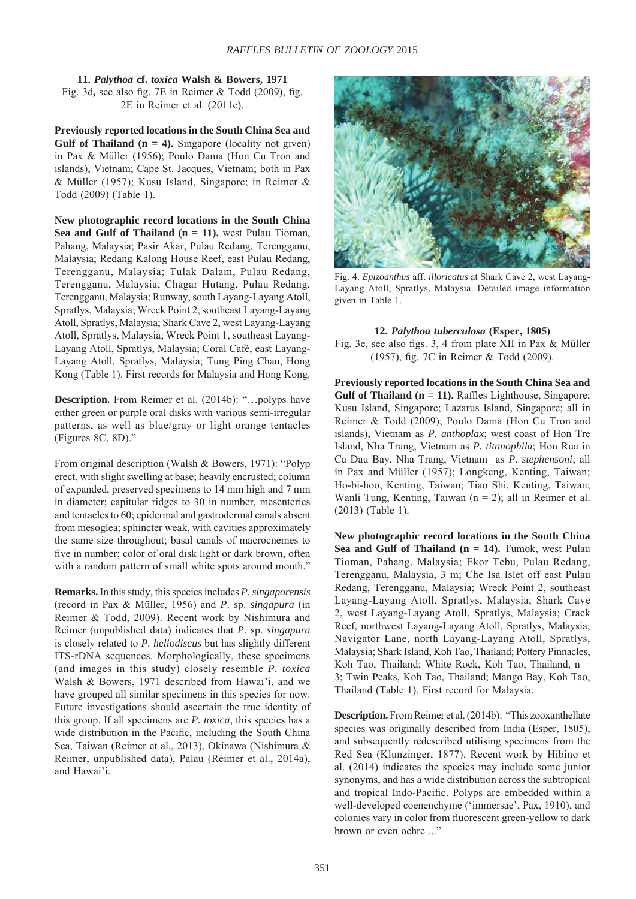**11. *Palythoa* cf. *toxica* Walsh & Bowers, 1971**

Fig. 3d, see also fig. 7E in Reimer & Todd (2009), fig. 2E in Reimer et al. (2011c).

**Previously reported locations in the South China Sea and Gulf of Thailand (n = 4).** Singapore (locality not given) in Pax & Müller (1956); Poulo Dama (Hon Cu Tron and islands), Vietnam; Cape St. Jacques, Vietnam; both in Pax & Müller (1957); Kusu Island, Singapore; in Reimer & Todd (2009) (Table 1).

**New photographic record locations in the South China Sea and Gulf of Thailand (n = 11).** west Pulau Tioman, Pahang, Malaysia; Pasir Akar, Pulau Redang, Terengganu, Malaysia; Redang Kalong House Reef, east Pulau Redang, Terengganu, Malaysia; Tulak Dalam, Pulau Redang, Terengganu, Malaysia; Chagar Hutang, Pulau Redang, Terengganu, Malaysia; Runway, south Layang-Layang Atoll, Spratlys, Malaysia; Wreck Point 2, southeast Layang-Layang Atoll, Spratlys, Malaysia; Shark Cave 2, west Layang-Layang Atoll, Spratlys, Malaysia; Wreck Point 1, southeast Layang-Layang Atoll, Spratlys, Malaysia; Coral Café, east Layang-Layang Atoll, Spratlys, Malaysia; Tung Ping Chau, Hong Kong (Table 1). First records for Malaysia and Hong Kong.

**Description.** From Reimer et al. (2014b): "…polyps have either green or purple oral disks with various semi-irregular patterns, as well as blue/gray or light orange tentacles (Figures 8C, 8D)."

From original description (Walsh & Bowers, 1971): "Polyp erect, with slight swelling at base; heavily encrusted; column of expanded, preserved specimens to 14 mm high and 7 mm in diameter; capitular ridges to 30 in number, mesenteries and tentacles to 60; epidermal and gastrodermal canals absent from mesoglea; sphincter weak, with cavities approximately the same size throughout; basal canals of macrocnemes to five in number; color of oral disk light or dark brown, often with a random pattern of small white spots around mouth."

**Remarks.** In this study, this species includes *P. singaporensis* (record in Pax & Müller, 1956) and *P.* sp. *singapura* (in Reimer & Todd, 2009). Recent work by Nishimura and Reimer (unpublished data) indicates that *P.* sp. *singapura* is closely related to *P. heliodiscus* but has slightly different ITS-rDNA sequences. Morphologically, these specimens (and images in this study) closely resemble *P. toxica* Walsh & Bowers, 1971 described from Hawai'i, and we have grouped all similar specimens in this species for now. Future investigations should ascertain the true identity of this group. If all specimens are *P. toxica*, this species has a wide distribution in the Pacific, including the South China Sea, Taiwan (Reimer et al., 2013), Okinawa (Nishimura & Reimer, unpublished data), Palau (Reimer et al., 2014a), and Hawai'i.

Fig. 4. *Epizoanthus* aff. *illoricatus* at Shark Cave 2, west Layang-Layang Atoll, Spratlys, Malaysia. Detailed image information given in Table 1.

**12. *Palythoa tuberculosa* (Esper, 1805)**

Fig. 3e, see also figs. 3, 4 from plate XII in Pax & Müller (1957), fig. 7C in Reimer & Todd (2009).

**Previously reported locations in the South China Sea and Gulf of Thailand (n = 11).** Raffles Lighthouse, Singapore; Kusu Island, Singapore; Lazarus Island, Singapore; all in Reimer & Todd (2009); Poulo Dama (Hon Cu Tron and islands), Vietnam as *P. anthoplax*; west coast of Hon Tre Island, Nha Trang, Vietnam as *P. titanophila*; Hon Rua in Ca Dau Bay, Nha Trang, Vietnam as *P. stephensoni*; all in Pax and Müller (1957); Longkeng, Kenting, Taiwan; Ho-bi-hoo, Kenting, Taiwan; Tiao Shi, Kenting, Taiwan; Wanli Tung, Kenting, Taiwan (n = 2); all in Reimer et al. (2013) (Table 1).

**New photographic record locations in the South China Sea and Gulf of Thailand (n = 14).** Tumok, west Pulau Tioman, Pahang, Malaysia; Ekor Tebu, Pulau Redang, Terengganu, Malaysia, 3 m; Che Isa Islet off east Pulau Redang, Terengganu, Malaysia; Wreck Point 2, southeast Layang-Layang Atoll, Spratlys, Malaysia; Shark Cave 2, west Layang-Layang Atoll, Spratlys, Malaysia; Crack Reef, northwest Layang-Layang Atoll, Spratlys, Malaysia; Navigator Lane, north Layang-Layang Atoll, Spratlys, Malaysia; Shark Island, Koh Tao, Thailand; Pottery Pinnacles, Koh Tao, Thailand; White Rock, Koh Tao, Thailand, n = 3; Twin Peaks, Koh Tao, Thailand; Mango Bay, Koh Tao, Thailand (Table 1). First record for Malaysia.

**Description.** From Reimer et al. (2014b): "This zooxanthellate species was originally described from India (Esper, 1805), and subsequently redescribed utilising specimens from the Red Sea (Klunzinger, 1877). Recent work by Hibino et al. (2014) indicates the species may include some junior synonyms, and has a wide distribution across the subtropical and tropical Indo-Pacific. Polyps are embedded within a well-developed coenenchyme ('immersae', Pax, 1910), and colonies vary in color from fluorescent green-yellow to dark brown or even ochre ..."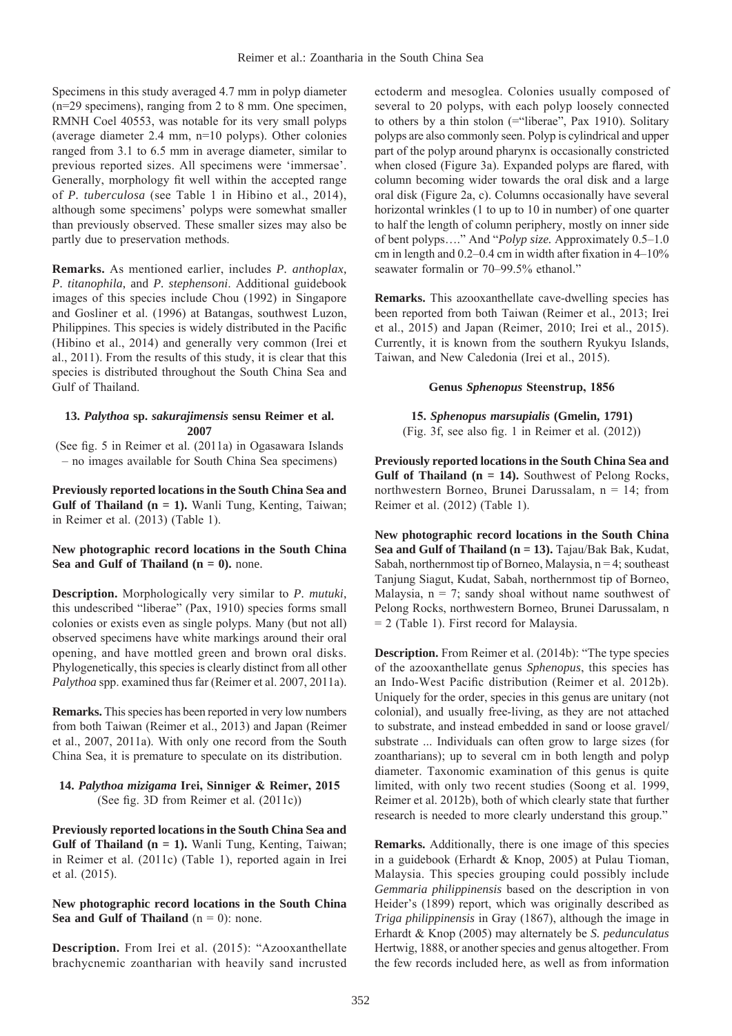Specimens in this study averaged 4.7 mm in polyp diameter (n=29 specimens), ranging from 2 to 8 mm. One specimen, RMNH Coel 40553, was notable for its very small polyps (average diameter 2.4 mm, n=10 polyps). Other colonies ranged from 3.1 to 6.5 mm in average diameter, similar to previous reported sizes. All specimens were 'immersae'. Generally, morphology fit well within the accepted range of *P. tuberculosa* (see Table 1 in Hibino et al., 2014), although some specimens' polyps were somewhat smaller than previously observed. These smaller sizes may also be partly due to preservation methods.

**Remarks.** As mentioned earlier, includes *P. anthoplax, P. titanophila,* and *P. stephensoni*. Additional guidebook images of this species include Chou (1992) in Singapore and Gosliner et al. (1996) at Batangas, southwest Luzon, Philippines. This species is widely distributed in the Pacific (Hibino et al., 2014) and generally very common (Irei et al., 2011). From the results of this study, it is clear that this species is distributed throughout the South China Sea and Gulf of Thailand.

### 13. *Palythoa* sp. *sakurajimensis* sensu Reimer et al. 2007

(See fig. 5 in Reimer et al. (2011a) in Ogasawara Islands – no images available for South China Sea specimens)

**Previously reported locations in the South China Sea and Gulf of Thailand (n = 1).** Wanli Tung, Kenting, Taiwan; in Reimer et al. (2013) (Table 1).

**New photographic record locations in the South China Sea and Gulf of Thailand (n = 0).** none.

**Description.** Morphologically very similar to *P. mutuki*, this undescribed "liberae" (Pax, 1910) species forms small colonies or exists even as single polyps. Many (but not all) observed specimens have white markings around their oral opening, and have mottled green and brown oral disks. Phylogenetically, this species is clearly distinct from all other *Palythoa* spp. examined thus far (Reimer et al. 2007, 2011a).

**Remarks.** This species has been reported in very low numbers from both Taiwan (Reimer et al., 2013) and Japan (Reimer et al., 2007, 2011a). With only one record from the South China Sea, it is premature to speculate on its distribution.

### 14. *Palythoa mizigama* Irei, Sinniger & Reimer, 2015

(See fig. 3D from Reimer et al. (2011c))

**Previously reported locations in the South China Sea and Gulf of Thailand (n = 1).** Wanli Tung, Kenting, Taiwan; in Reimer et al. (2011c) (Table 1), reported again in Irei et al. (2015).

**New photographic record locations in the South China Sea and Gulf of Thailand** (n = 0): none.

**Description.** From Irei et al. (2015): "Azooxanthellate brachycnemic zoantharian with heavily sand incrusted ectoderm and mesoglea. Colonies usually composed of several to 20 polyps, with each polyp loosely connected to others by a thin stolon (="liberae", Pax 1910). Solitary polyps are also commonly seen. Polyp is cylindrical and upper part of the polyp around pharynx is occasionally constricted when closed (Figure 3a). Expanded polyps are flared, with column becoming wider towards the oral disk and a large oral disk (Figure 2a, c). Columns occasionally have several horizontal wrinkles (1 to up to 10 in number) of one quarter to half the length of column periphery, mostly on inner side of bent polyps…." And "*Polyp size.* Approximately 0.5–1.0 cm in length and 0.2–0.4 cm in width after fixation in 4–10% seawater formalin or 70–99.5% ethanol."

**Remarks.** This azooxanthellate cave-dwelling species has been reported from both Taiwan (Reimer et al., 2013; Irei et al., 2015) and Japan (Reimer, 2010; Irei et al., 2015). Currently, it is known from the southern Ryukyu Islands, Taiwan, and New Caledonia (Irei et al., 2015).

## Genus *Sphenopus* Steenstrup, 1856

### 15. *Sphenopus marsupialis* (Gmelin, 1791)

(Fig. 3f, see also fig. 1 in Reimer et al. (2012))

**Previously reported locations in the South China Sea and Gulf of Thailand (n = 14).** Southwest of Pelong Rocks, northwestern Borneo, Brunei Darussalam, n = 14; from Reimer et al. (2012) (Table 1).

**New photographic record locations in the South China Sea and Gulf of Thailand (n = 13).** Tajau/Bak Bak, Kudat, Sabah, northernmost tip of Borneo, Malaysia, n = 4; southeast Tanjung Siagut, Kudat, Sabah, northernmost tip of Borneo, Malaysia, n = 7; sandy shoal without name southwest of Pelong Rocks, northwestern Borneo, Brunei Darussalam, n = 2 (Table 1). First record for Malaysia.

**Description.** From Reimer et al. (2014b): "The type species of the azooxanthellate genus *Sphenopus*, this species has an Indo-West Pacific distribution (Reimer et al. 2012b). Uniquely for the order, species in this genus are unitary (not colonial), and usually free-living, as they are not attached to substrate, and instead embedded in sand or loose gravel/substrate ... Individuals can often grow to large sizes (for zoantharians); up to several cm in both length and polyp diameter. Taxonomic examination of this genus is quite limited, with only two recent studies (Soong et al. 1999, Reimer et al. 2012b), both of which clearly state that further research is needed to more clearly understand this group."

**Remarks.** Additionally, there is one image of this species in a guidebook (Erhardt & Knop, 2005) at Pulau Tioman, Malaysia. This species grouping could possibly include *Gemmaria philippinensis* based on the description in von Heider's (1899) report, which was originally described as *Triga philippinensis* in Gray (1867), although the image in Erhardt & Knop (2005) may alternately be *S. pedunculatus* Hertwig, 1888, or another species and genus altogether. From the few records included here, as well as from information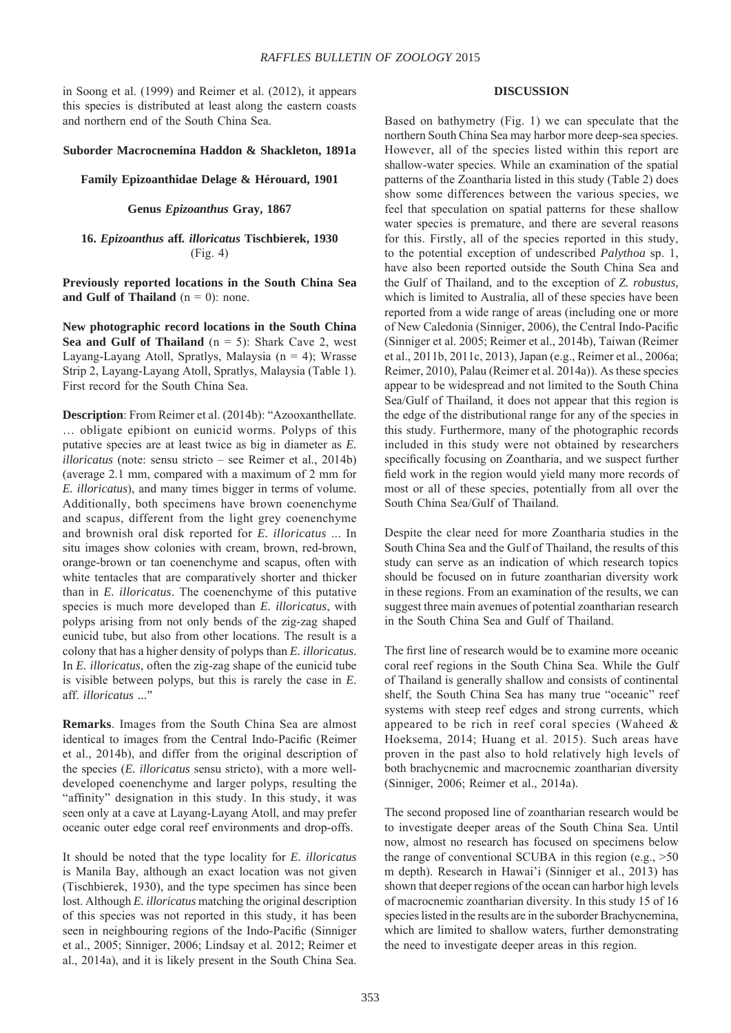in Soong et al. (1999) and Reimer et al. (2012), it appears this species is distributed at least along the eastern coasts and northern end of the South China Sea.

**Suborder Macrocnemina Haddon & Shackleton, 1891a**

**Family Epizoanthidae Delage & Hérouard, 1901**

**Genus *Epizoanthus* Gray, 1867**

**16. *Epizoanthus* aff. *illoricatus* Tischbierek, 1930**
(Fig. 4)

**Previously reported locations in the South China Sea and Gulf of Thailand** (n = 0): none.

**New photographic record locations in the South China Sea and Gulf of Thailand** (n = 5): Shark Cave 2, west Layang-Layang Atoll, Spratlys, Malaysia (n = 4); Wrasse Strip 2, Layang-Layang Atoll, Spratlys, Malaysia (Table 1). First record for the South China Sea.

**Description**: From Reimer et al. (2014b): "Azooxanthellate. … obligate epibiont on eunicid worms. Polyps of this putative species are at least twice as big in diameter as *E. illoricatus* (note: sensu stricto – see Reimer et al., 2014b) (average 2.1 mm, compared with a maximum of 2 mm for *E. illoricatus*), and many times bigger in terms of volume. Additionally, both specimens have brown coenenchyme and scapus, different from the light grey coenenchyme and brownish oral disk reported for *E. illoricatus* ... In situ images show colonies with cream, brown, red-brown, orange-brown or tan coenenchyme and scapus, often with white tentacles that are comparatively shorter and thicker than in *E. illoricatus*. The coenenchyme of this putative species is much more developed than *E. illoricatus*, with polyps arising from not only bends of the zig-zag shaped eunicid tube, but also from other locations. The result is a colony that has a higher density of polyps than *E. illoricatus*. In *E. illoricatus*, often the zig-zag shape of the eunicid tube is visible between polyps, but this is rarely the case in *E.* aff. *illoricatus* ..."

**Remarks**. Images from the South China Sea are almost identical to images from the Central Indo-Pacific (Reimer et al., 2014b), and differ from the original description of the species (*E. illoricatus* sensu stricto), with a more well-developed coenenchyme and larger polyps, resulting the "affinity" designation in this study. In this study, it was seen only at a cave at Layang-Layang Atoll, and may prefer oceanic outer edge coral reef environments and drop-offs.

It should be noted that the type locality for *E. illoricatus* is Manila Bay, although an exact location was not given (Tischbierek, 1930), and the type specimen has since been lost. Although *E. illoricatus* matching the original description of this species was not reported in this study, it has been seen in neighbouring regions of the Indo-Pacific (Sinniger et al., 2005; Sinniger, 2006; Lindsay et al. 2012; Reimer et al., 2014a), and it is likely present in the South China Sea.

## DISCUSSION

Based on bathymetry (Fig. 1) we can speculate that the northern South China Sea may harbor more deep-sea species. However, all of the species listed within this report are shallow-water species. While an examination of the spatial patterns of the Zoantharia listed in this study (Table 2) does show some differences between the various species, we feel that speculation on spatial patterns for these shallow water species is premature, and there are several reasons for this. Firstly, all of the species reported in this study, to the potential exception of undescribed *Palythoa* sp. 1, have also been reported outside the South China Sea and the Gulf of Thailand, and to the exception of *Z. robustus*, which is limited to Australia, all of these species have been reported from a wide range of areas (including one or more of New Caledonia (Sinniger, 2006), the Central Indo-Pacific (Sinniger et al. 2005; Reimer et al., 2014b), Taiwan (Reimer et al., 2011b, 2011c, 2013), Japan (e.g., Reimer et al., 2006a; Reimer, 2010), Palau (Reimer et al. 2014a)). As these species appear to be widespread and not limited to the South China Sea/Gulf of Thailand, it does not appear that this region is the edge of the distributional range for any of the species in this study. Furthermore, many of the photographic records included in this study were not obtained by researchers specifically focusing on Zoantharia, and we suspect further field work in the region would yield many more records of most or all of these species, potentially from all over the South China Sea/Gulf of Thailand.

Despite the clear need for more Zoantharia studies in the South China Sea and the Gulf of Thailand, the results of this study can serve as an indication of which research topics should be focused on in future zoantharian diversity work in these regions. From an examination of the results, we can suggest three main avenues of potential zoantharian research in the South China Sea and Gulf of Thailand.

The first line of research would be to examine more oceanic coral reef regions in the South China Sea. While the Gulf of Thailand is generally shallow and consists of continental shelf, the South China Sea has many true "oceanic" reef systems with steep reef edges and strong currents, which appeared to be rich in reef coral species (Waheed & Hoeksema, 2014; Huang et al. 2015). Such areas have proven in the past also to hold relatively high levels of both brachycnemic and macrocnemic zoantharian diversity (Sinniger, 2006; Reimer et al., 2014a).

The second proposed line of zoantharian research would be to investigate deeper areas of the South China Sea. Until now, almost no research has focused on specimens below the range of conventional SCUBA in this region (e.g., >50 m depth). Research in Hawai'i (Sinniger et al., 2013) has shown that deeper regions of the ocean can harbor high levels of macrocnemic zoantharian diversity. In this study 15 of 16 species listed in the results are in the suborder Brachycnemina, which are limited to shallow waters, further demonstrating the need to investigate deeper areas in this region.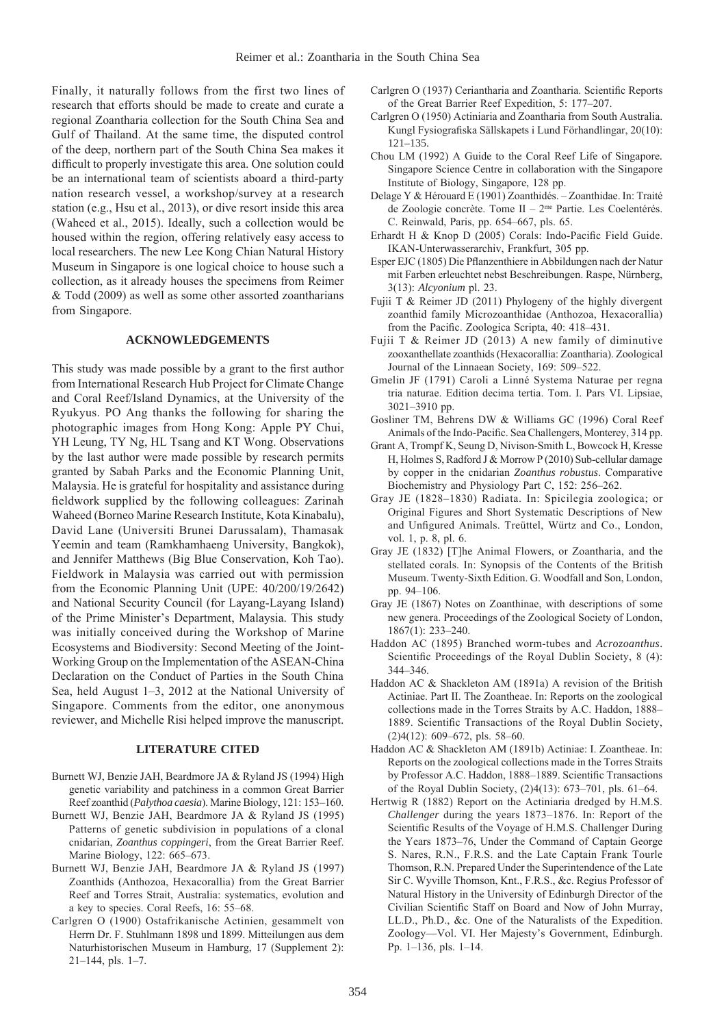Finally, it naturally follows from the first two lines of research that efforts should be made to create and curate a regional Zoantharia collection for the South China Sea and Gulf of Thailand. At the same time, the disputed control of the deep, northern part of the South China Sea makes it difficult to properly investigate this area. One solution could be an international team of scientists aboard a third-party nation research vessel, a workshop/survey at a research station (e.g., Hsu et al., 2013), or dive resort inside this area (Waheed et al., 2015). Ideally, such a collection would be housed within the region, offering relatively easy access to local researchers. The new Lee Kong Chian Natural History Museum in Singapore is one logical choice to house such a collection, as it already houses the specimens from Reimer & Todd (2009) as well as some other assorted zoantharians from Singapore.

## ACKNOWLEDGEMENTS

This study was made possible by a grant to the first author from International Research Hub Project for Climate Change and Coral Reef/Island Dynamics, at the University of the Ryukyus. PO Ang thanks the following for sharing the photographic images from Hong Kong: Apple PY Chui, YH Leung, TY Ng, HL Tsang and KT Wong. Observations by the last author were made possible by research permits granted by Sabah Parks and the Economic Planning Unit, Malaysia. He is grateful for hospitality and assistance during fieldwork supplied by the following colleagues: Zarinah Waheed (Borneo Marine Research Institute, Kota Kinabalu), David Lane (Universiti Brunei Darussalam), Thamasak Yeemin and team (Ramkhamhaeng University, Bangkok), and Jennifer Matthews (Big Blue Conservation, Koh Tao). Fieldwork in Malaysia was carried out with permission from the Economic Planning Unit (UPE: 40/200/19/2642) and National Security Council (for Layang-Layang Island) of the Prime Minister's Department, Malaysia. This study was initially conceived during the Workshop of Marine Ecosystems and Biodiversity: Second Meeting of the Joint-Working Group on the Implementation of the ASEAN-China Declaration on the Conduct of Parties in the South China Sea, held August 1–3, 2012 at the National University of Singapore. Comments from the editor, one anonymous reviewer, and Michelle Risi helped improve the manuscript.

## LITERATURE CITED

Burnett WJ, Benzie JAH, Beardmore JA & Ryland JS (1994) High genetic variability and patchiness in a common Great Barrier Reef zoanthid (*Palythoa caesia*). Marine Biology, 121: 153–160.

Burnett WJ, Benzie JAH, Beardmore JA & Ryland JS (1995) Patterns of genetic subdivision in populations of a clonal cnidarian, *Zoanthus coppingeri*, from the Great Barrier Reef. Marine Biology, 122: 665–673.

Burnett WJ, Benzie JAH, Beardmore JA & Ryland JS (1997) Zoanthids (Anthozoa, Hexacorallia) from the Great Barrier Reef and Torres Strait, Australia: systematics, evolution and a key to species. Coral Reefs, 16: 55–68.

Carlgren O (1900) Ostafrikanische Actinien, gesammelt von Herrn Dr. F. Stuhlmann 1898 und 1899. Mitteilungen aus dem Naturhistorischen Museum in Hamburg, 17 (Supplement 2): 21–144, pls. 1–7.

Carlgren O (1937) Ceriantharia and Zoantharia. Scientific Reports of the Great Barrier Reef Expedition, 5: 177–207.

Carlgren O (1950) Actiniaria and Zoantharia from South Australia. Kungl Fysiografiska Sällskapets i Lund Förhandlingar, 20(10): 121–135.

Chou LM (1992) A Guide to the Coral Reef Life of Singapore. Singapore Science Centre in collaboration with the Singapore Institute of Biology, Singapore, 128 pp.

Delage Y & Hérouard E (1901) Zoanthidés. – Zoanthidae. In: Traité de Zoologie concrète. Tome II – 2me Partie. Les Coelentérés. C. Reinwald, Paris, pp. 654–667, pls. 65.

Erhardt H & Knop D (2005) Corals: Indo-Pacific Field Guide. IKAN-Unterwasserarchiv, Frankfurt, 305 pp.

Esper EJC (1805) Die Pflanzenthiere in Abbildungen nach der Natur mit Farben erleuchtet nebst Beschreibungen. Raspe, Nürnberg, 3(13): *Alcyonium* pl. 23.

Fujii T & Reimer JD (2011) Phylogeny of the highly divergent zoanthid family Microzoanthidae (Anthozoa, Hexacorallia) from the Pacific. Zoologica Scripta, 40: 418–431.

Fujii T & Reimer JD (2013) A new family of diminutive zooxanthellate zoanthids (Hexacorallia: Zoantharia). Zoological Journal of the Linnaean Society, 169: 509–522.

Gmelin JF (1791) Caroli a Linné Systema Naturae per regna tria naturae. Edition decima tertia. Tom. I. Pars VI. Lipsiae, 3021–3910 pp.

Gosliner TM, Behrens DW & Williams GC (1996) Coral Reef Animals of the Indo-Pacific. Sea Challengers, Monterey, 314 pp.

Grant A, Trompf K, Seung D, Nivison-Smith L, Bowcock H, Kresse H, Holmes S, Radford J & Morrow P (2010) Sub-cellular damage by copper in the cnidarian *Zoanthus robustus*. Comparative Biochemistry and Physiology Part C, 152: 256–262.

Gray JE (1828–1830) Radiata. In: Spicilegia zoologica; or Original Figures and Short Systematic Descriptions of New and Unfigured Animals. Treüttel, Würtz and Co., London, vol. 1, p. 8, pl. 6.

Gray JE (1832) [T]he Animal Flowers, or Zoantharia, and the stellated corals. In: Synopsis of the Contents of the British Museum. Twenty-Sixth Edition. G. Woodfall and Son, London, pp. 94–106.

Gray JE (1867) Notes on Zoanthinae, with descriptions of some new genera. Proceedings of the Zoological Society of London, 1867(1): 233–240.

Haddon AC (1895) Branched worm-tubes and *Acrozoanthus*. Scientific Proceedings of the Royal Dublin Society, 8 (4): 344–346.

Haddon AC & Shackleton AM (1891a) A revision of the British Actiniae. Part II. The Zoantheae. In: Reports on the zoological collections made in the Torres Straits by A.C. Haddon, 1888–1889. Scientific Transactions of the Royal Dublin Society, (2)4(12): 609–672, pls. 58–60.

Haddon AC & Shackleton AM (1891b) Actiniae: I. Zoantheae. In: Reports on the zoological collections made in the Torres Straits by Professor A.C. Haddon, 1888–1889. Scientific Transactions of the Royal Dublin Society, (2)4(13): 673–701, pls. 61–64.

Hertwig R (1882) Report on the Actiniaria dredged by H.M.S. *Challenger* during the years 1873–1876. In: Report of the Scientific Results of the Voyage of H.M.S. Challenger During the Years 1873–76, Under the Command of Captain George S. Nares, R.N., F.R.S. and the Late Captain Frank Tourle Thomson, R.N. Prepared Under the Superintendence of the Late Sir C. Wyville Thomson, Knt., F.R.S., &c. Regius Professor of Natural History in the University of Edinburgh Director of the Civilian Scientific Staff on Board and Now of John Murray, LL.D., Ph.D., &c. One of the Naturalists of the Expedition. Zoology—Vol. VI. Her Majesty's Government, Edinburgh. Pp. 1–136, pls. 1–14.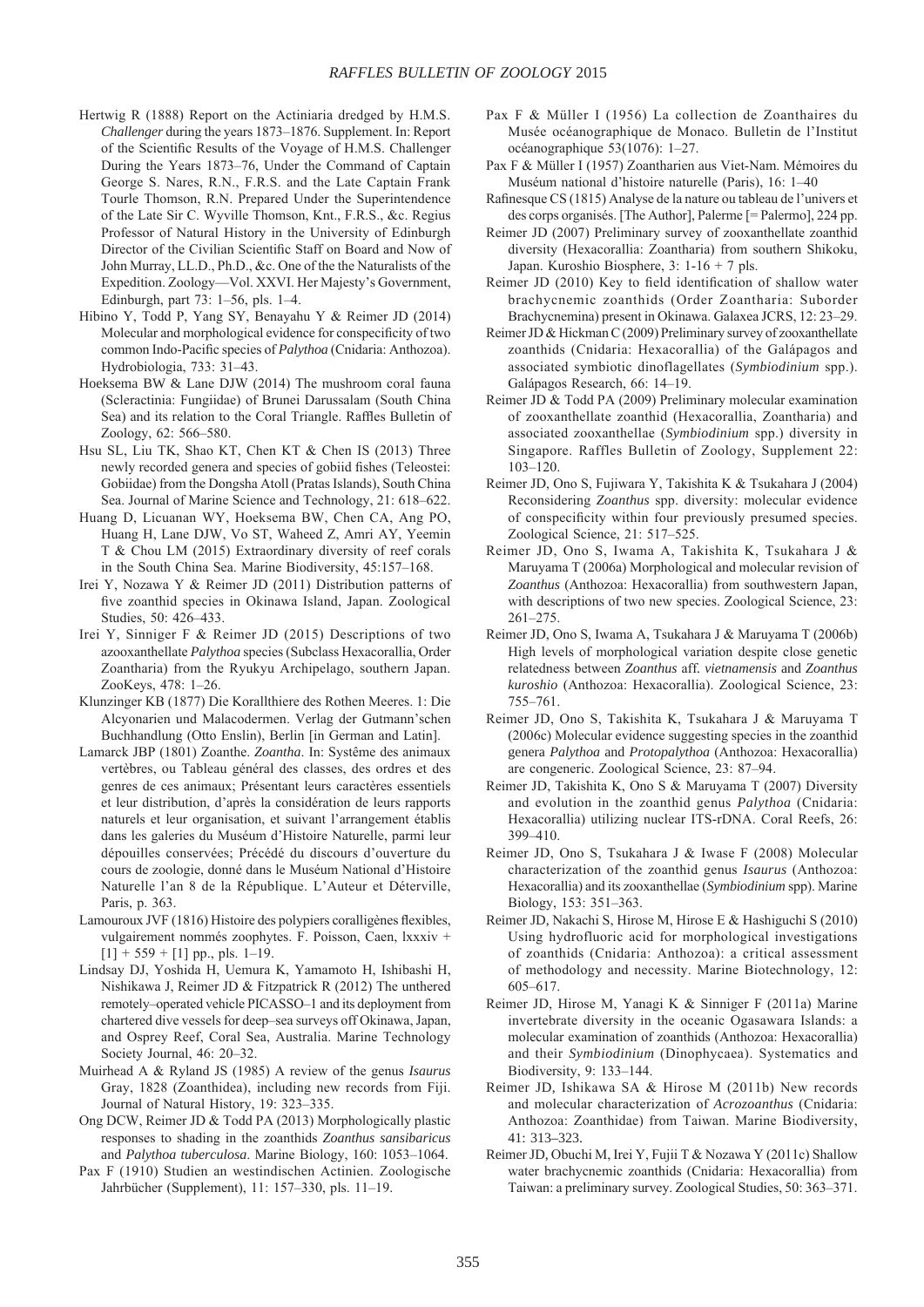Hertwig R (1888) Report on the Actiniaria dredged by H.M.S. *Challenger* during the years 1873–1876. Supplement. In: Report of the Scientific Results of the Voyage of H.M.S. Challenger During the Years 1873–76, Under the Command of Captain George S. Nares, R.N., F.R.S. and the Late Captain Frank Tourle Thomson, R.N. Prepared Under the Superintendence of the Late Sir C. Wyville Thomson, Knt., F.R.S., &c. Regius Professor of Natural History in the University of Edinburgh Director of the Civilian Scientific Staff on Board and Now of John Murray, LL.D., Ph.D., &c. One of the the Naturalists of the Expedition. Zoology—Vol. XXVI. Her Majesty's Government, Edinburgh, part 73: 1–56, pls. 1–4.

Hibino Y, Todd P, Yang SY, Benayahu Y & Reimer JD (2014) Molecular and morphological evidence for conspecificity of two common Indo-Pacific species of *Palythoa* (Cnidaria: Anthozoa). Hydrobiologia, 733: 31–43.

Hoeksema BW & Lane DJW (2014) The mushroom coral fauna (Scleractinia: Fungiidae) of Brunei Darussalam (South China Sea) and its relation to the Coral Triangle. Raffles Bulletin of Zoology, 62: 566–580.

Hsu SL, Liu TK, Shao KT, Chen KT & Chen IS (2013) Three newly recorded genera and species of gobiid fishes (Teleostei: Gobiidae) from the Dongsha Atoll (Pratas Islands), South China Sea. Journal of Marine Science and Technology, 21: 618–622.

Huang D, Licuanan WY, Hoeksema BW, Chen CA, Ang PO, Huang H, Lane DJW, Vo ST, Waheed Z, Amri AY, Yeemin T & Chou LM (2015) Extraordinary diversity of reef corals in the South China Sea. Marine Biodiversity, 45:157–168.

Irei Y, Nozawa Y & Reimer JD (2011) Distribution patterns of five zoanthid species in Okinawa Island, Japan. Zoological Studies, 50: 426–433.

Irei Y, Sinniger F & Reimer JD (2015) Descriptions of two azooxanthellate *Palythoa* species (Subclass Hexacorallia, Order Zoantharia) from the Ryukyu Archipelago, southern Japan. ZooKeys, 478: 1–26.

Klunzinger KB (1877) Die Korallthiere des Rothen Meeres. 1: Die Alcyonarien und Malacodermen. Verlag der Gutmann'schen Buchhandlung (Otto Enslin), Berlin [in German and Latin].

Lamarck JBP (1801) Zoanthe. *Zoantha*. In: Systême des animaux vertèbres, ou Tableau général des classes, des ordres et des genres de ces animaux; Présentant leurs caractères essentiels et leur distribution, d'après la considération de leurs rapports naturels et leur organisation, et suivant l'arrangement établis dans les galeries du Muséum d'Histoire Naturelle, parmi leur dépouilles conservées; Précédé du discours d'ouverture du cours de zoologie, donné dans le Muséum National d'Histoire Naturelle l'an 8 de la République. L'Auteur et Déterville, Paris, p. 363.

Lamouroux JVF (1816) Histoire des polypiers coralligènes flexibles, vulgairement nommés zoophytes. F. Poisson, Caen, lxxxiv + [1] + 559 + [1] pp., pls. 1–19.

Lindsay DJ, Yoshida H, Uemura K, Yamamoto H, Ishibashi H, Nishikawa J, Reimer JD & Fitzpatrick R (2012) The unthered remotely–operated vehicle PICASSO–1 and its deployment from chartered dive vessels for deep–sea surveys off Okinawa, Japan, and Osprey Reef, Coral Sea, Australia. Marine Technology Society Journal, 46: 20–32.

Muirhead A & Ryland JS (1985) A review of the genus *Isaurus* Gray, 1828 (Zoanthidea), including new records from Fiji. Journal of Natural History, 19: 323–335.

Ong DCW, Reimer JD & Todd PA (2013) Morphologically plastic responses to shading in the zoanthids *Zoanthus sansibaricus* and *Palythoa tuberculosa*. Marine Biology, 160: 1053–1064.

Pax F (1910) Studien an westindischen Actinien. Zoologische Jahrbücher (Supplement), 11: 157–330, pls. 11–19.

Pax F & Müller I (1956) La collection de Zoanthaires du Musée océanographique de Monaco. Bulletin de l'Institut océanographique 53(1076): 1–27.

Pax F & Müller I (1957) Zoantharien aus Viet-Nam. Mémoires du Muséum national d'histoire naturelle (Paris), 16: 1–40

Rafinesque CS (1815) Analyse de la nature ou tableau de l'univers et des corps organisés. [The Author], Palerme [= Palermo], 224 pp.

Reimer JD (2007) Preliminary survey of zooxanthellate zoanthid diversity (Hexacorallia: Zoantharia) from southern Shikoku, Japan. Kuroshio Biosphere, 3: 1-16 + 7 pls.

Reimer JD (2010) Key to field identification of shallow water brachycnemic zoanthids (Order Zoantharia: Suborder Brachycnemina) present in Okinawa. Galaxea JCRS, 12: 23–29.

Reimer JD & Hickman C (2009) Preliminary survey of zooxanthellate zoanthids (Cnidaria: Hexacorallia) of the Galápagos and associated symbiotic dinoflagellates (*Symbiodinium* spp.). Galápagos Research, 66: 14–19.

Reimer JD & Todd PA (2009) Preliminary molecular examination of zooxanthellate zoanthid (Hexacorallia, Zoantharia) and associated zooxanthellae (*Symbiodinium* spp.) diversity in Singapore. Raffles Bulletin of Zoology, Supplement 22: 103–120.

Reimer JD, Ono S, Fujiwara Y, Takishita K & Tsukahara J (2004) Reconsidering *Zoanthus* spp. diversity: molecular evidence of conspecificity within four previously presumed species. Zoological Science, 21: 517–525.

Reimer JD, Ono S, Iwama A, Takishita K, Tsukahara J & Maruyama T (2006a) Morphological and molecular revision of *Zoanthus* (Anthozoa: Hexacorallia) from southwestern Japan, with descriptions of two new species. Zoological Science, 23: 261–275.

Reimer JD, Ono S, Iwama A, Tsukahara J & Maruyama T (2006b) High levels of morphological variation despite close genetic relatedness between *Zoanthus* aff. *vietnamensis* and *Zoanthus kuroshio* (Anthozoa: Hexacorallia). Zoological Science, 23: 755–761.

Reimer JD, Ono S, Takishita K, Tsukahara J & Maruyama T (2006c) Molecular evidence suggesting species in the zoanthid genera *Palythoa* and *Protopalythoa* (Anthozoa: Hexacorallia) are congeneric. Zoological Science, 23: 87–94.

Reimer JD, Takishita K, Ono S & Maruyama T (2007) Diversity and evolution in the zoanthid genus *Palythoa* (Cnidaria: Hexacorallia) utilizing nuclear ITS-rDNA. Coral Reefs, 26: 399–410.

Reimer JD, Ono S, Tsukahara J & Iwase F (2008) Molecular characterization of the zoanthid genus *Isaurus* (Anthozoa: Hexacorallia) and its zooxanthellae (*Symbiodinium* spp). Marine Biology, 153: 351–363.

Reimer JD, Nakachi S, Hirose M, Hirose E & Hashiguchi S (2010) Using hydrofluoric acid for morphological investigations of zoanthids (Cnidaria: Anthozoa): a critical assessment of methodology and necessity. Marine Biotechnology, 12: 605–617.

Reimer JD, Hirose M, Yanagi K & Sinniger F (2011a) Marine invertebrate diversity in the oceanic Ogasawara Islands: a molecular examination of zoanthids (Anthozoa: Hexacorallia) and their *Symbiodinium* (Dinophycaea). Systematics and Biodiversity, 9: 133–144.

Reimer JD, Ishikawa SA & Hirose M (2011b) New records and molecular characterization of *Acrozoanthus* (Cnidaria: Anthozoa: Zoanthidae) from Taiwan. Marine Biodiversity, 41: 313–323.

Reimer JD, Obuchi M, Irei Y, Fujii T & Nozawa Y (2011c) Shallow water brachycnemic zoanthids (Cnidaria: Hexacorallia) from Taiwan: a preliminary survey. Zoological Studies, 50: 363–371.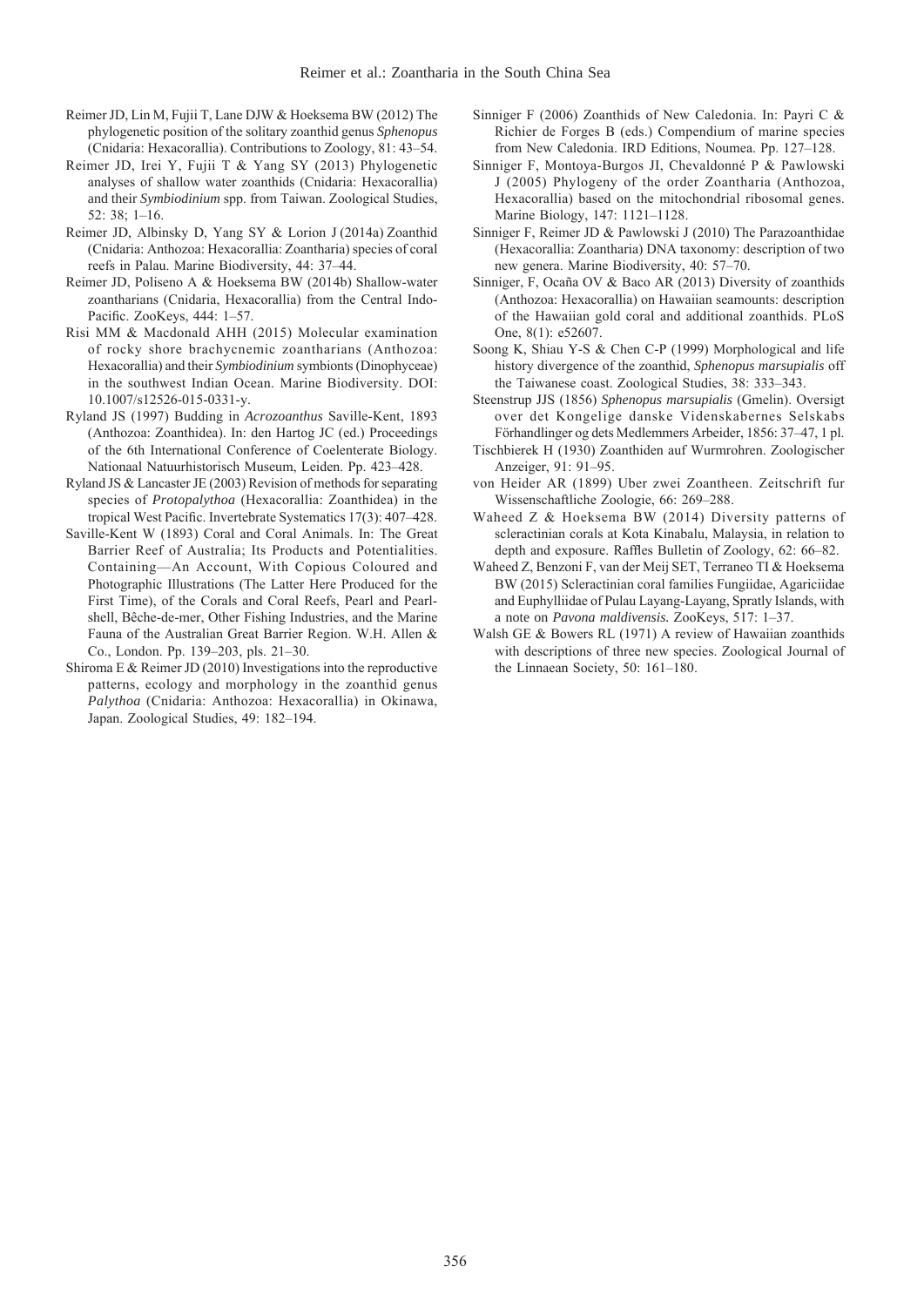Reimer JD, Lin M, Fujii T, Lane DJW & Hoeksema BW (2012) The phylogenetic position of the solitary zoanthid genus *Sphenopus* (Cnidaria: Hexacorallia). Contributions to Zoology, 81: 43–54.

Reimer JD, Irei Y, Fujii T & Yang SY (2013) Phylogenetic analyses of shallow water zoanthids (Cnidaria: Hexacorallia) and their *Symbiodinium* spp. from Taiwan. Zoological Studies, 52: 38; 1–16.

Reimer JD, Albinsky D, Yang SY & Lorion J (2014a) Zoanthid (Cnidaria: Anthozoa: Hexacorallia: Zoantharia) species of coral reefs in Palau. Marine Biodiversity, 44: 37–44.

Reimer JD, Poliseno A & Hoeksema BW (2014b) Shallow-water zoantharians (Cnidaria, Hexacorallia) from the Central Indo-Pacific. ZooKeys, 444: 1–57.

Risi MM & Macdonald AHH (2015) Molecular examination of rocky shore brachycnemic zoantharians (Anthozoa: Hexacorallia) and their *Symbiodinium* symbionts (Dinophyceae) in the southwest Indian Ocean. Marine Biodiversity. DOI: 10.1007/s12526-015-0331-y.

Ryland JS (1997) Budding in *Acrozoanthus* Saville-Kent, 1893 (Anthozoa: Zoanthidea). In: den Hartog JC (ed.) Proceedings of the 6th International Conference of Coelenterate Biology. Nationaal Natuurhistorisch Museum, Leiden. Pp. 423–428.

Ryland JS & Lancaster JE (2003) Revision of methods for separating species of *Protopalythoa* (Hexacorallia: Zoanthidea) in the tropical West Pacific. Invertebrate Systematics 17(3): 407–428.

Saville-Kent W (1893) Coral and Coral Animals. In: The Great Barrier Reef of Australia; Its Products and Potentialities. Containing—An Account, With Copious Coloured and Photographic Illustrations (The Latter Here Produced for the First Time), of the Corals and Coral Reefs, Pearl and Pearl-shell, Bêche-de-mer, Other Fishing Industries, and the Marine Fauna of the Australian Great Barrier Region. W.H. Allen & Co., London. Pp. 139–203, pls. 21–30.

Shiroma E & Reimer JD (2010) Investigations into the reproductive patterns, ecology and morphology in the zoanthid genus *Palythoa* (Cnidaria: Anthozoa: Hexacorallia) in Okinawa, Japan. Zoological Studies, 49: 182–194.

Sinniger F (2006) Zoanthids of New Caledonia. In: Payri C & Richier de Forges B (eds.) Compendium of marine species from New Caledonia. IRD Editions, Noumea. Pp. 127–128.

Sinniger F, Montoya-Burgos JI, Chevaldonné P & Pawlowski J (2005) Phylogeny of the order Zoantharia (Anthozoa, Hexacorallia) based on the mitochondrial ribosomal genes. Marine Biology, 147: 1121–1128.

Sinniger F, Reimer JD & Pawlowski J (2010) The Parazoanthidae (Hexacorallia: Zoantharia) DNA taxonomy: description of two new genera. Marine Biodiversity, 40: 57–70.

Sinniger, F, Ocaña OV & Baco AR (2013) Diversity of zoanthids (Anthozoa: Hexacorallia) on Hawaiian seamounts: description of the Hawaiian gold coral and additional zoanthids. PLoS One, 8(1): e52607.

Soong K, Shiau Y-S & Chen C-P (1999) Morphological and life history divergence of the zoanthid, *Sphenopus marsupialis* off the Taiwanese coast. Zoological Studies, 38: 333–343.

Steenstrup JJS (1856) *Sphenopus marsupialis* (Gmelin). Oversigt over det Kongelige danske Videnskabernes Selskabs Förhandlinger og dets Medlemmers Arbeider, 1856: 37–47, 1 pl.

Tischbierek H (1930) Zoanthiden auf Wurmrohren. Zoologischer Anzeiger, 91: 91–95.

von Heider AR (1899) Uber zwei Zoantheen. Zeitschrift fur Wissenschaftliche Zoologie, 66: 269–288.

Waheed Z & Hoeksema BW (2014) Diversity patterns of scleractinian corals at Kota Kinabalu, Malaysia, in relation to depth and exposure. Raffles Bulletin of Zoology, 62: 66–82.

Waheed Z, Benzoni F, van der Meij SET, Terraneo TI & Hoeksema BW (2015) Scleractinian coral families Fungiidae, Agariciidae and Euphylliidae of Pulau Layang-Layang, Spratly Islands, with a note on *Pavona maldivensis.* ZooKeys, 517: 1–37.

Walsh GE & Bowers RL (1971) A review of Hawaiian zoanthids with descriptions of three new species. Zoological Journal of the Linnaean Society, 50: 161–180.